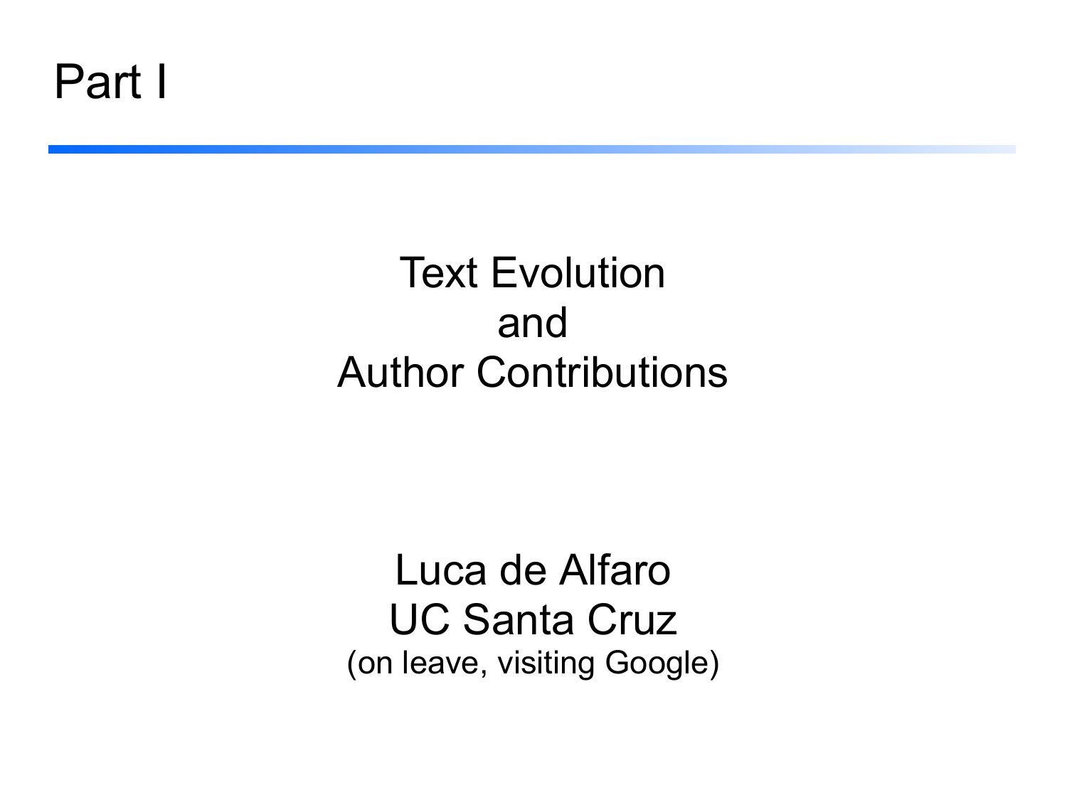# Part I

## Text Evolution
## and
## Author Contributions

Luca de Alfaro
UC Santa Cruz
(on leave, visiting Google)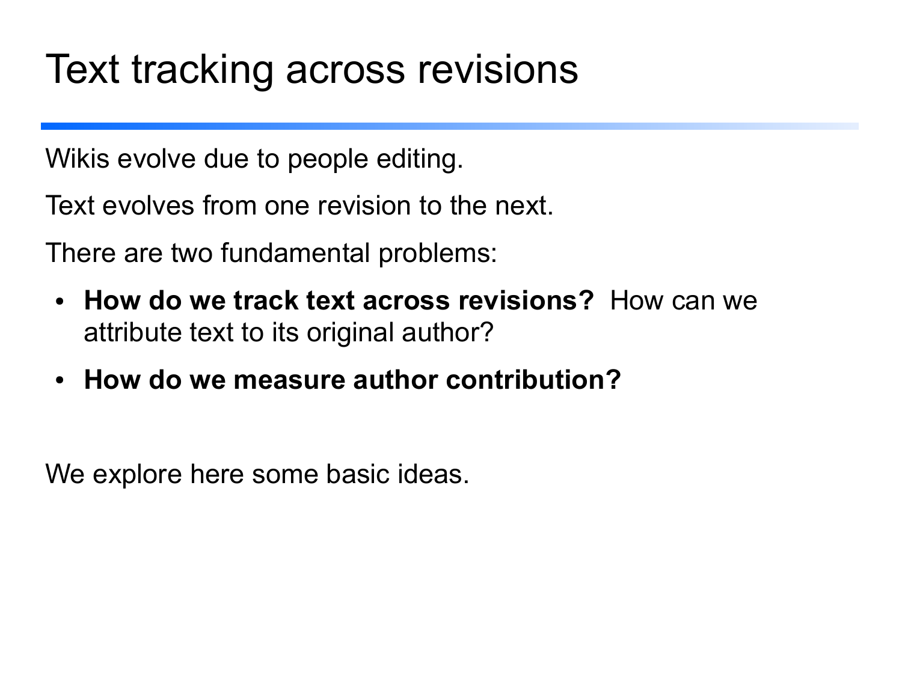# Text tracking across revisions

Wikis evolve due to people editing.

Text evolves from one revision to the next.

There are two fundamental problems:

- **How do we track text across revisions?** How can we attribute text to its original author?
- **How do we measure author contribution?**

We explore here some basic ideas.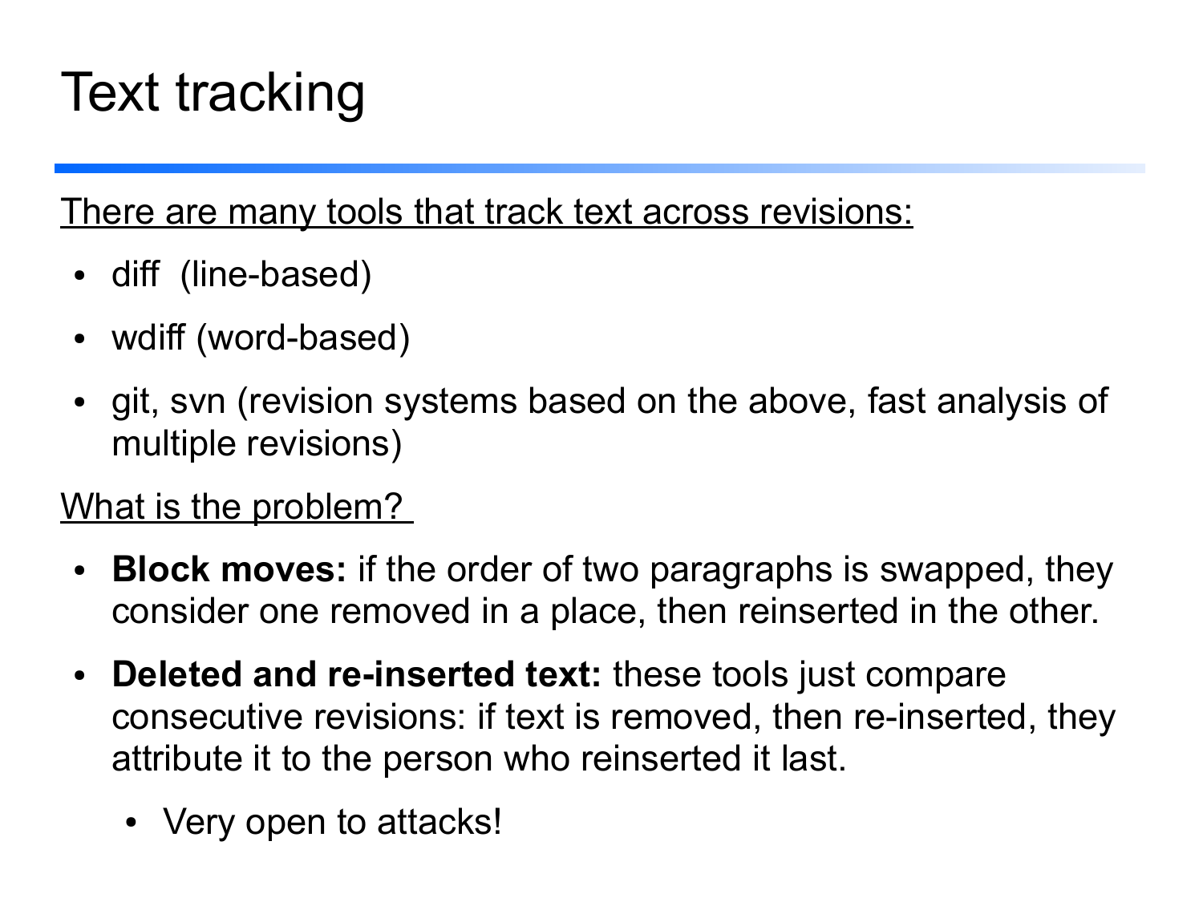# Text tracking

There are many tools that track text across revisions:

- diff (line-based)
- wdiff (word-based)
- git, svn (revision systems based on the above, fast analysis of multiple revisions)

What is the problem?

- **Block moves:** if the order of two paragraphs is swapped, they consider one removed in a place, then reinserted in the other.
- **Deleted and re-inserted text:** these tools just compare consecutive revisions: if text is removed, then re-inserted, they attribute it to the person who reinserted it last.
  - Very open to attacks!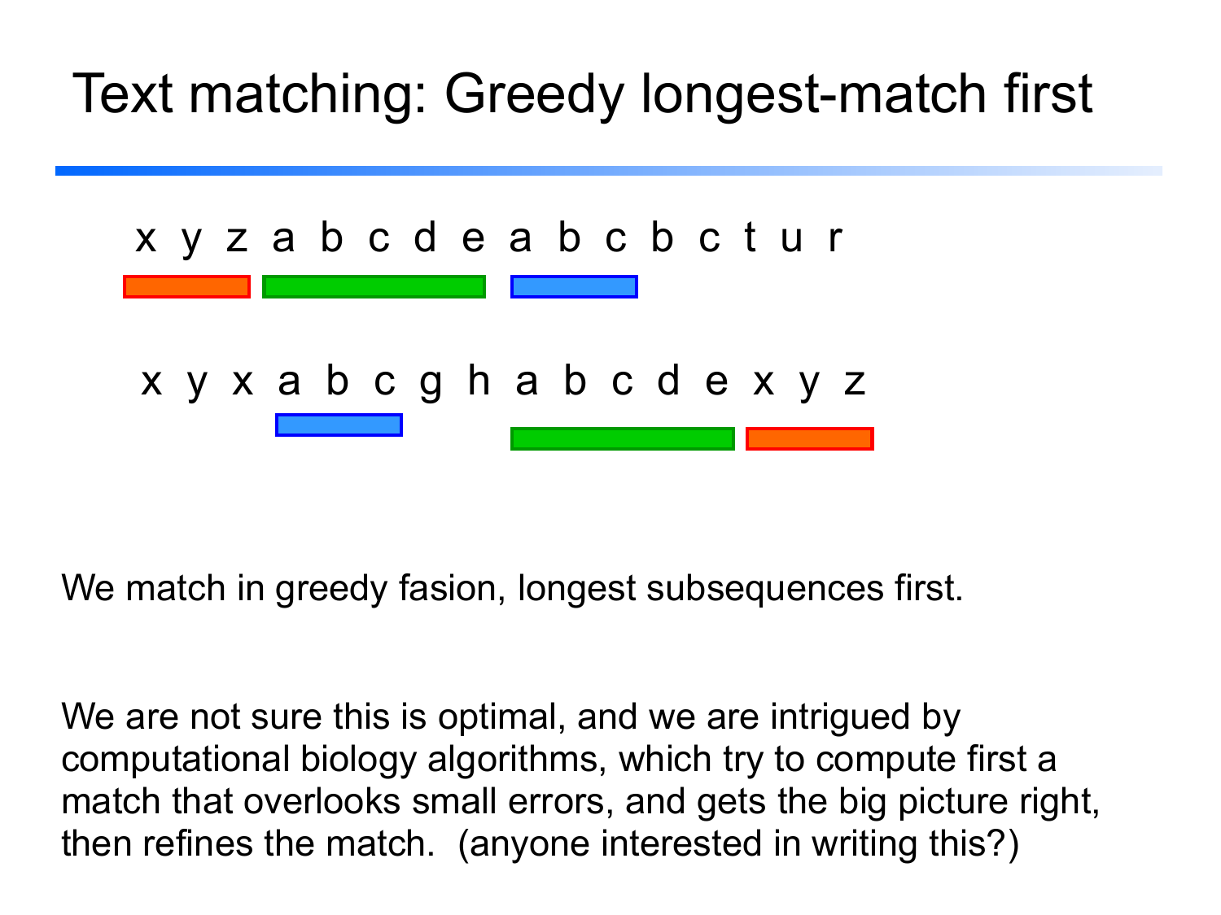# Text matching: Greedy longest-match first

x y z a b c d e a b c b c t u r

x y x a b c g h a b c d e x y z

We match in greedy fasion, longest subsequences first.

We are not sure this is optimal, and we are intrigued by computational biology algorithms, which try to compute first a match that overlooks small errors, and gets the big picture right, then refines the match. (anyone interested in writing this?)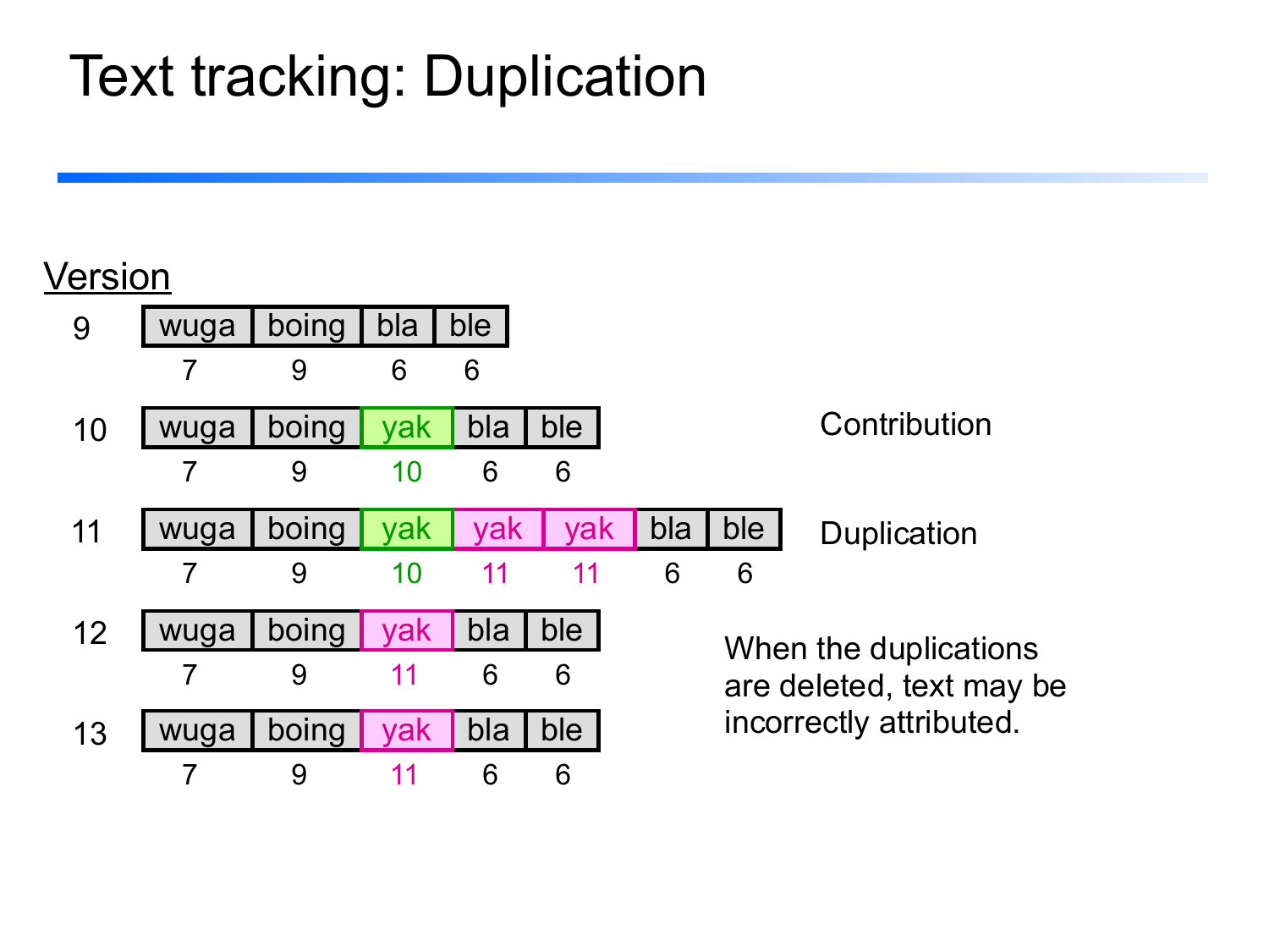# Text tracking: Duplication

<u>Version</u>

| Version | | | | | | | |
|---|---|---|---|---|---|---|---|
| 9 | wuga | boing | bla | ble | | | |
| | 7 | 9 | 6 | 6 | | | |
| 10 | wuga | boing | yak | bla | ble | | |
| | 7 | 9 | 10 | 6 | 6 | | |
| 11 | wuga | boing | yak | yak | yak | bla | ble |
| | 7 | 9 | 10 | 11 | 11 | 6 | 6 |
| 12 | wuga | boing | yak | bla | ble | | |
| | 7 | 9 | 11 | 6 | 6 | | |
| 13 | wuga | boing | yak | bla | ble | | |
| | 7 | 9 | 11 | 6 | 6 | | |

Contribution (version 10)

Duplication (version 11)

When the duplications are deleted, text may be incorrectly attributed.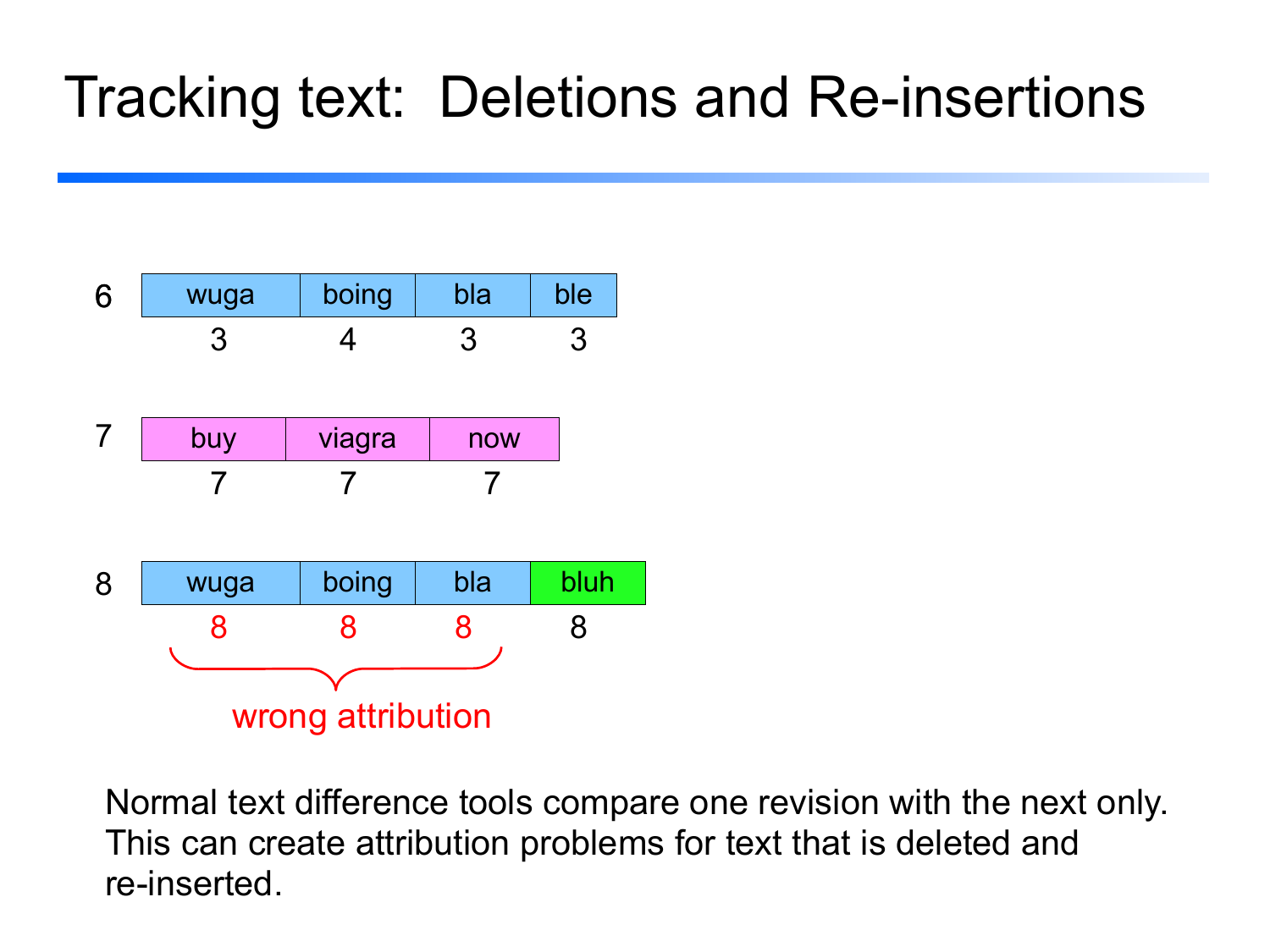# Tracking text: Deletions and Re-insertions

| Revision | | | | |
|---|---|---|---|---|
| 6 | wuga | boing | bla | ble |
| | 3 | 4 | 3 | 3 |
| 7 | buy | viagra | now | |
| | 7 | 7 | 7 | |
| 8 | wuga | boing | bla | bluh |
| | 8 | 8 | 8 | 8 |

wrong attribution

Normal text difference tools compare one revision with the next only. This can create attribution problems for text that is deleted and re-inserted.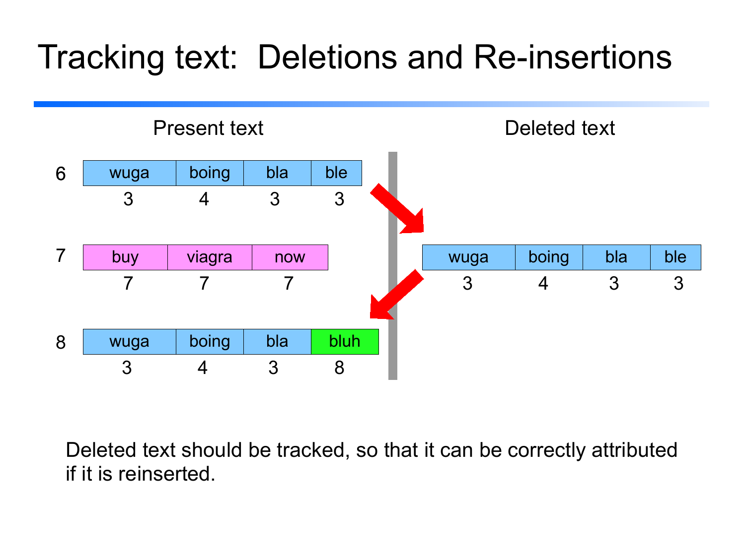# Tracking text: Deletions and Re-insertions

**Present text**

| | | | | |
|---|---|---|---|---|
| 6 | wuga | boing | bla | ble |
| | 3 | 4 | 3 | 3 |
| 7 | buy | viagra | now | |
| | 7 | 7 | 7 | |
| 8 | wuga | boing | bla | bluh |
| | 3 | 4 | 3 | 8 |

**Deleted text**

| | | | |
|---|---|---|---|
| wuga | boing | bla | ble |
| 3 | 4 | 3 | 3 |

Deleted text should be tracked, so that it can be correctly attributed if it is reinserted.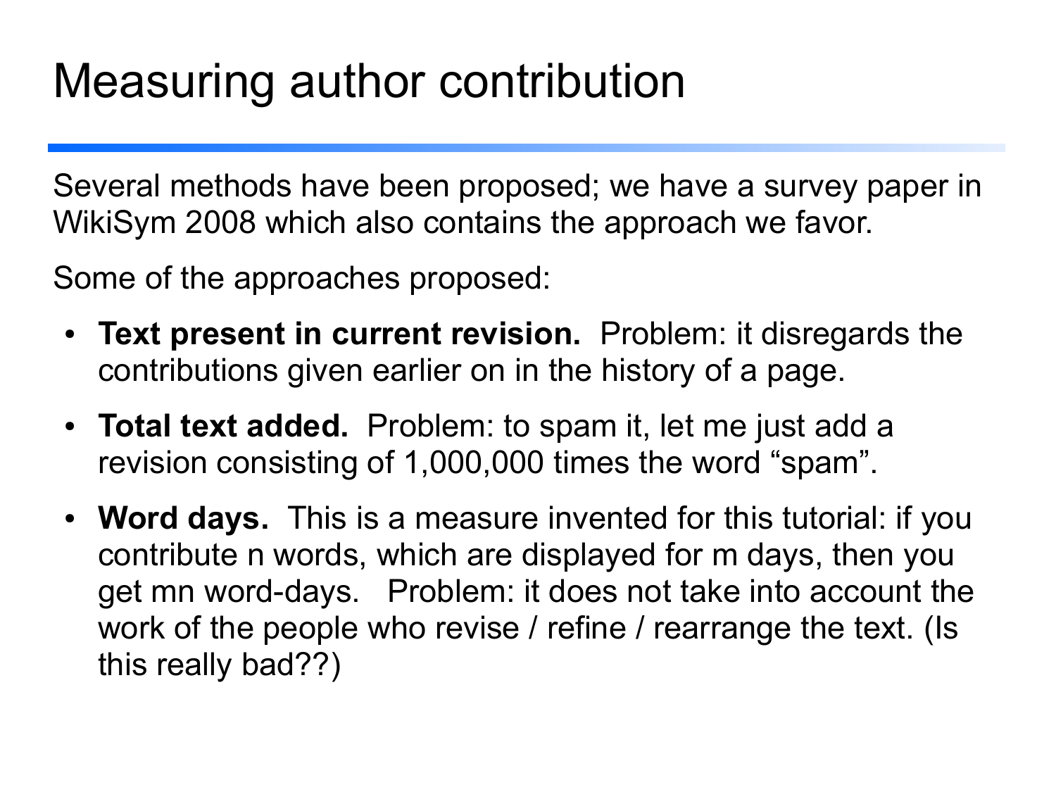# Measuring author contribution

Several methods have been proposed; we have a survey paper in WikiSym 2008 which also contains the approach we favor.

Some of the approaches proposed:

- **Text present in current revision.** Problem: it disregards the contributions given earlier on in the history of a page.
- **Total text added.** Problem: to spam it, let me just add a revision consisting of 1,000,000 times the word "spam".
- **Word days.** This is a measure invented for this tutorial: if you contribute n words, which are displayed for m days, then you get mn word-days. Problem: it does not take into account the work of the people who revise / refine / rearrange the text. (Is this really bad??)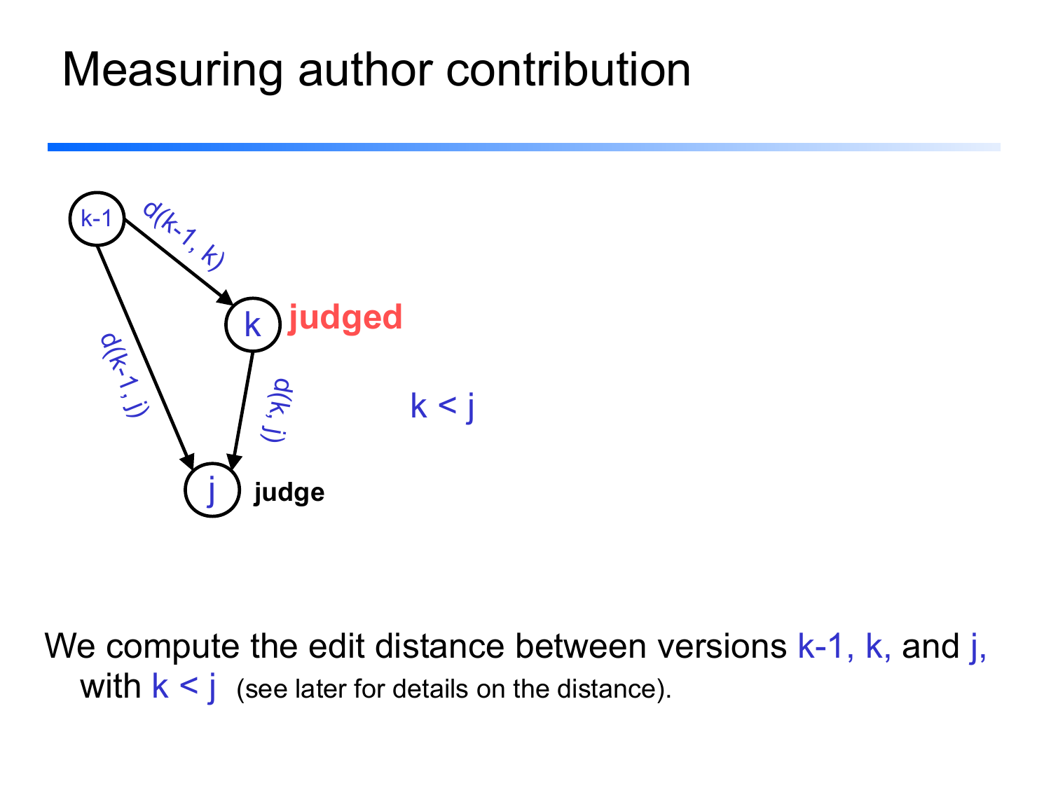# Measuring author contribution

k-1

k **judged**

j **judge**

$d(k-1, k)$

$d(k-1, j)$

$d(k, j)$

$k < j$

We compute the edit distance between versions $k-1$, $k$, and $j$, with $k < j$ (see later for details on the distance).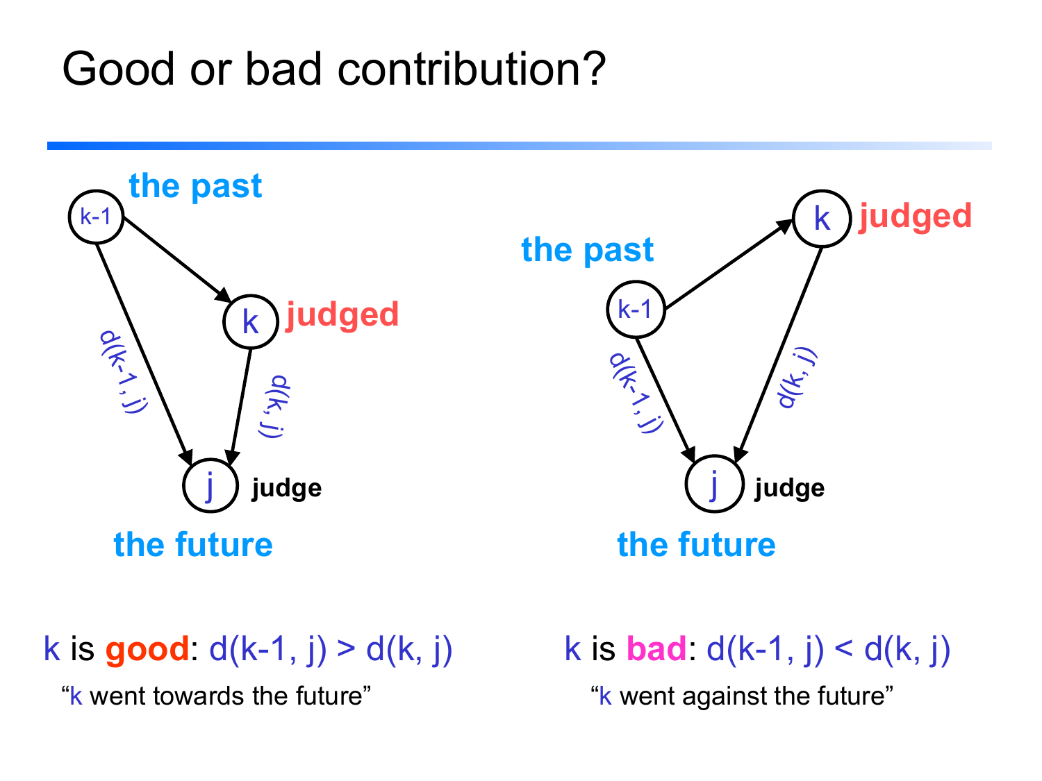# Good or bad contribution?

the past

k-1 → k (judged) → j (judge)

$d(k-1, j)$, $d(k, j)$

the future

k is **good**: $d(k-1, j) > d(k, j)$

"k went towards the future"

the past

k-1 → k (judged) → j (judge)

$d(k-1, j)$, $d(k, j)$

the future

k is **bad**: $d(k-1, j) < d(k, j)$

"k went against the future"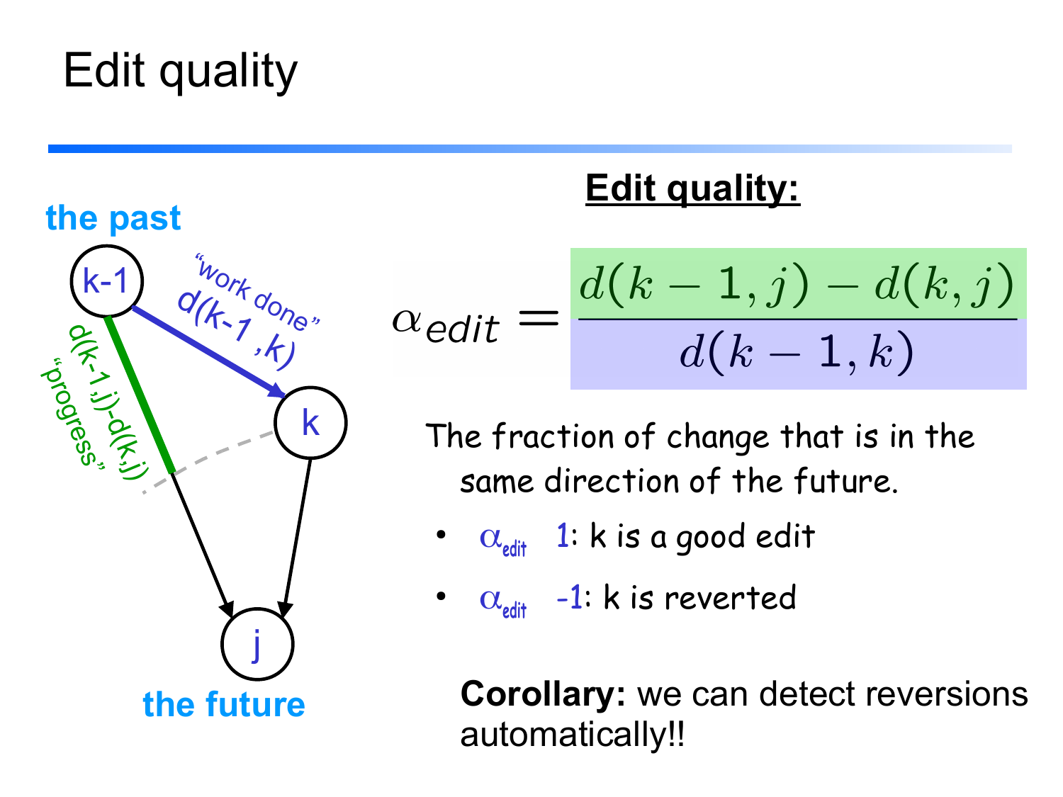# Edit quality

the past

k-1

"work done" d(k-1 ,k)

d(k-1,j)-d(k,j) "progress"

k

j

the future

**Edit quality:**

$$\alpha_{edit} = \frac{d(k-1, j) - d(k, j)}{d(k-1, k)}$$

The fraction of change that is in the same direction of the future.

- $\alpha_{edit}$ 1: k is a good edit
- $\alpha_{edit}$ -1: k is reverted

**Corollary:** we can detect reversions automatically!!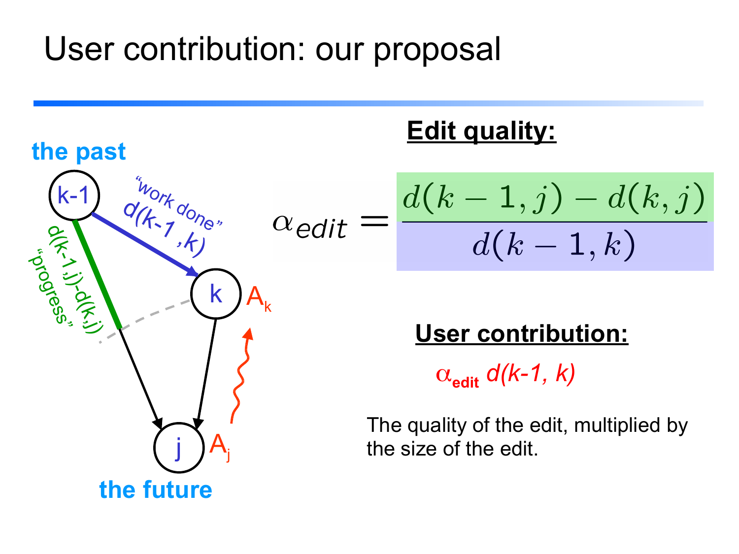# User contribution: our proposal

the past

"work done" $d(k-1, k)$

$d(k-1,j)-d(k,j)$ "progress"

$A_k$

$A_j$

the future

**Edit quality:**

$$\alpha_{edit} = \frac{d(k-1,j) - d(k,j)}{d(k-1,k)}$$

**User contribution:**

$\alpha_{edit} \, d(k-1, k)$

The quality of the edit, multiplied by the size of the edit.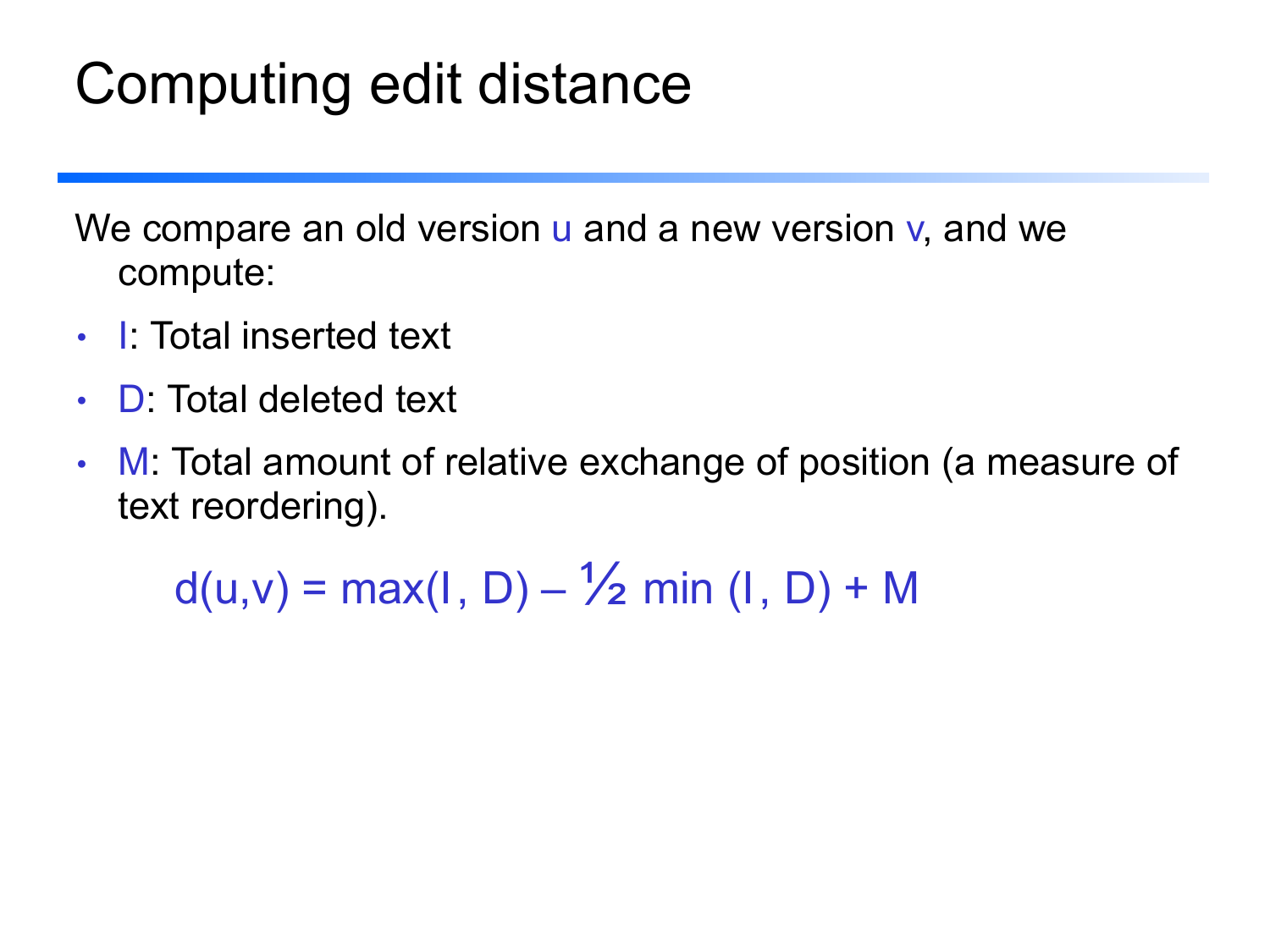# Computing edit distance

We compare an old version $u$ and a new version $v$, and we compute:

- $I$: Total inserted text
- $D$: Total deleted text
- $M$: Total amount of relative exchange of position (a measure of text reordering).

$$d(u,v) = \max(I, D) - \tfrac{1}{2} \min(I, D) + M$$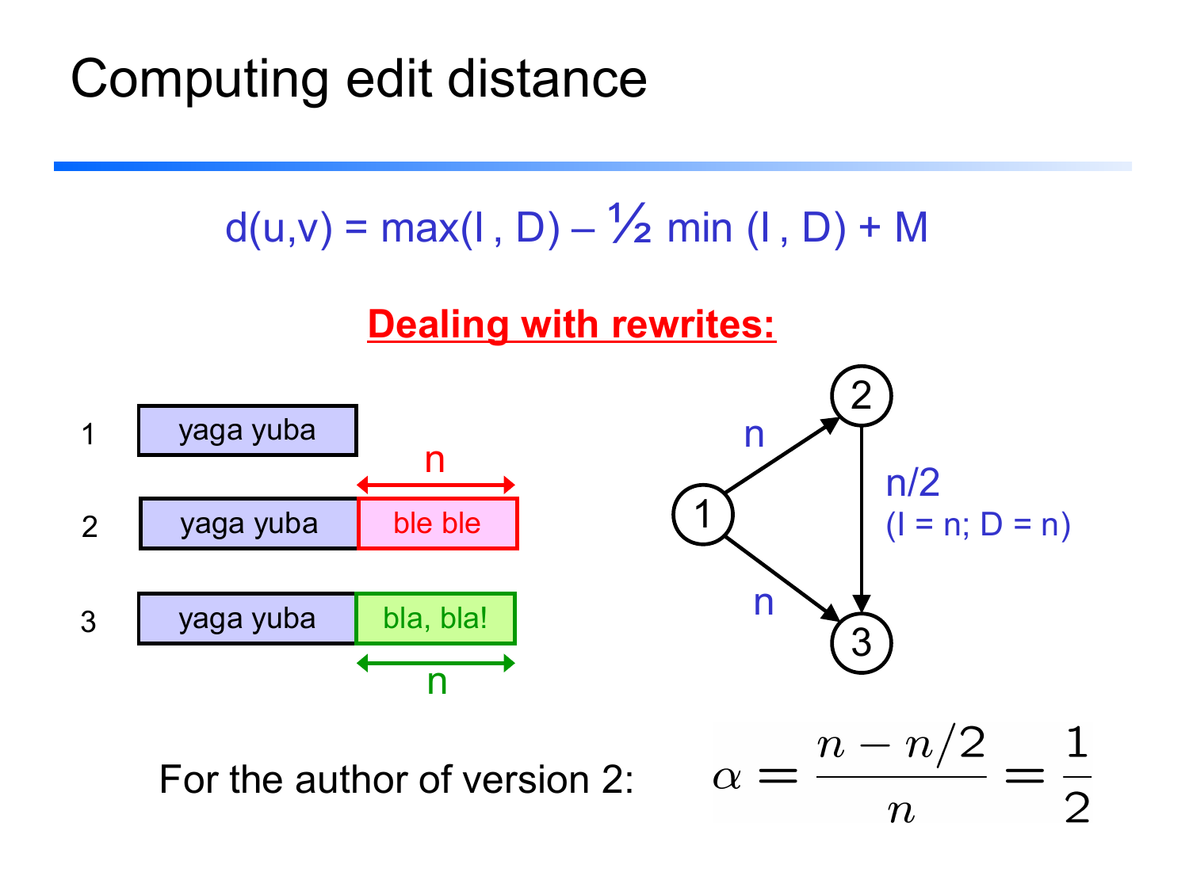# Computing edit distance

$$d(u,v) = \max(I, D) - \tfrac{1}{2} \min(I, D) + M$$

**Dealing with rewrites:**

1 yaga yuba

2 yaga yuba | ble ble (n)

3 yaga yuba | bla, bla! (n)

Graph: 1 → 2: n; 1 → 3: n; 2 → 3: n/2 (I = n; D = n)

For the author of version 2:

$$\alpha = \frac{n - n/2}{n} = \frac{1}{2}$$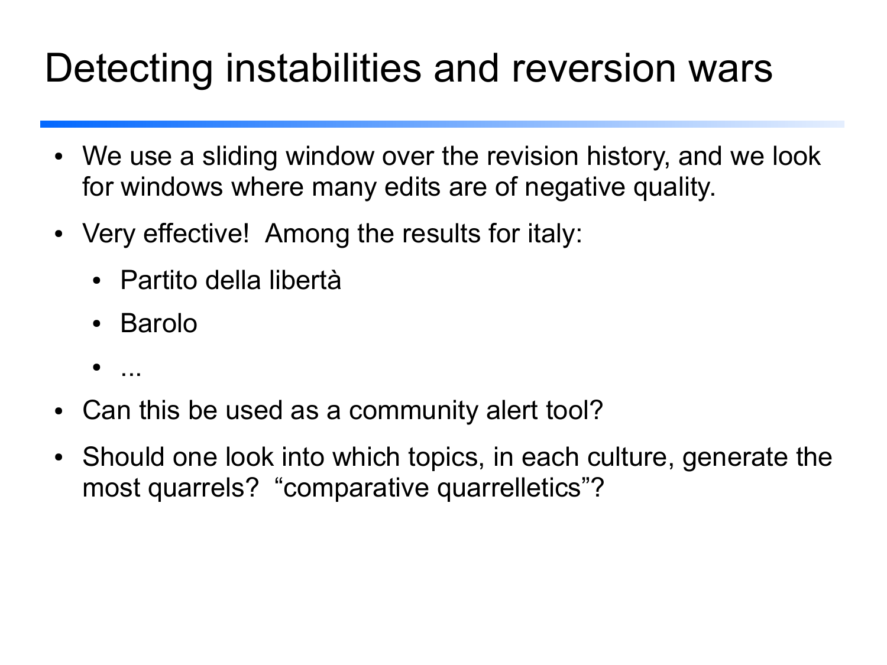# Detecting instabilities and reversion wars

- We use a sliding window over the revision history, and we look for windows where many edits are of negative quality.
- Very effective! Among the results for italy:
  - Partito della libertà
  - Barolo
  - ...
- Can this be used as a community alert tool?
- Should one look into which topics, in each culture, generate the most quarrels? "comparative quarrelletics"?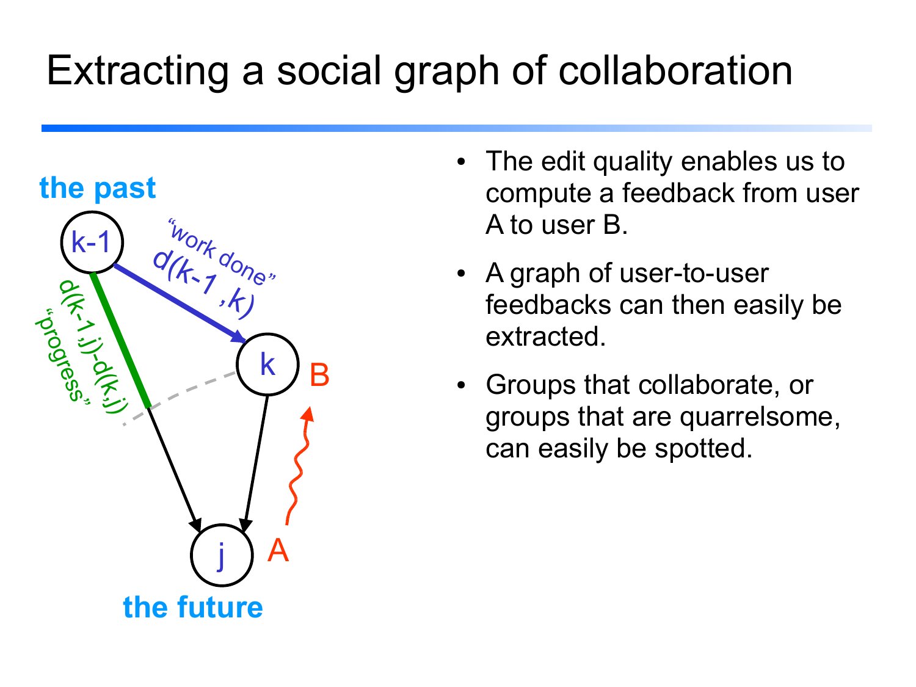# Extracting a social graph of collaboration

the past

k-1

"work done" $d(k-1, k)$

$d(k-1, j) - d(k, j)$ "progress"

k

B

A

j

the future

- The edit quality enables us to compute a feedback from user A to user B.
- A graph of user-to-user feedbacks can then easily be extracted.
- Groups that collaborate, or groups that are quarrelsome, can easily be spotted.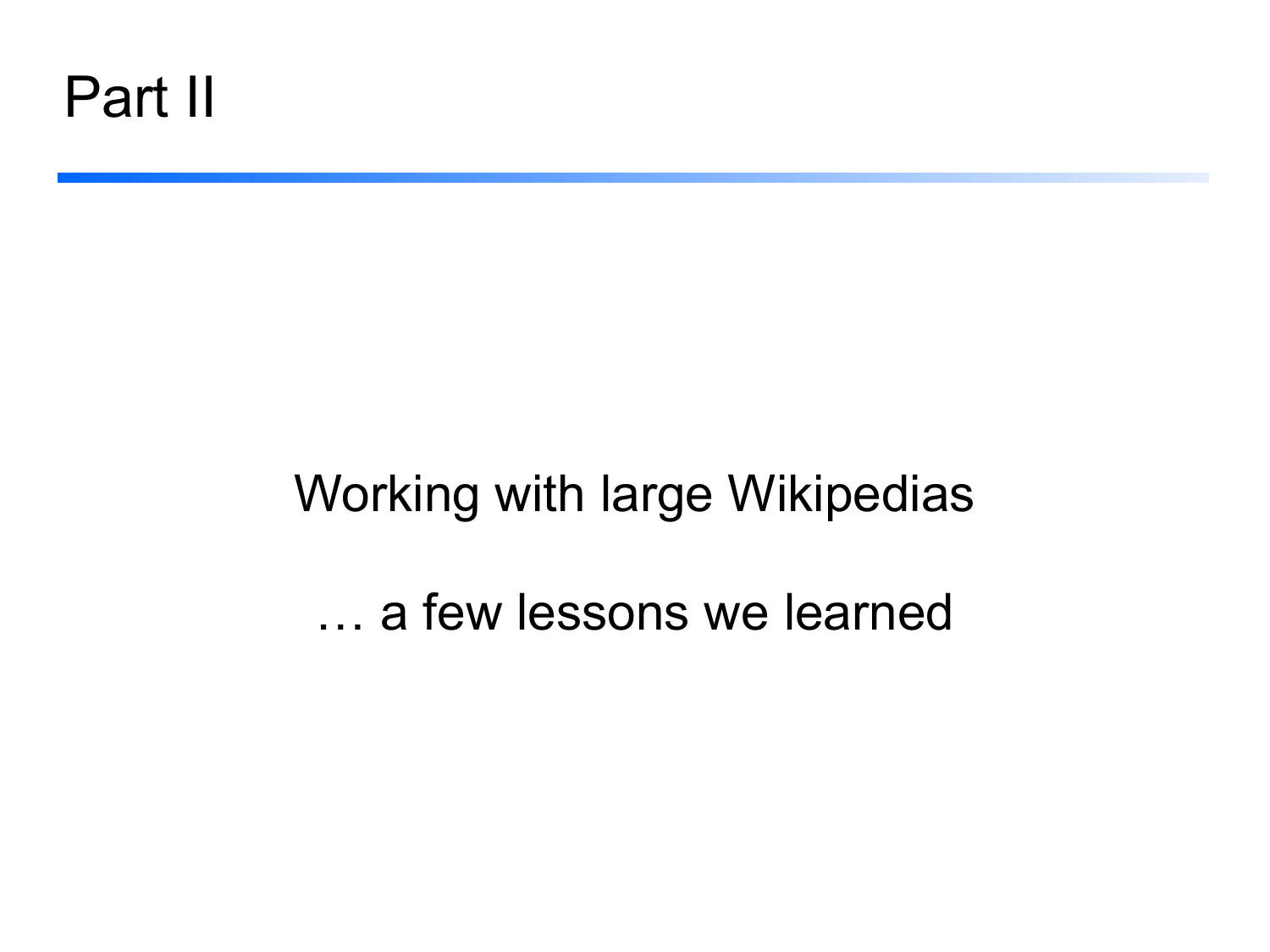# Part II

Working with large Wikipedias

… a few lessons we learned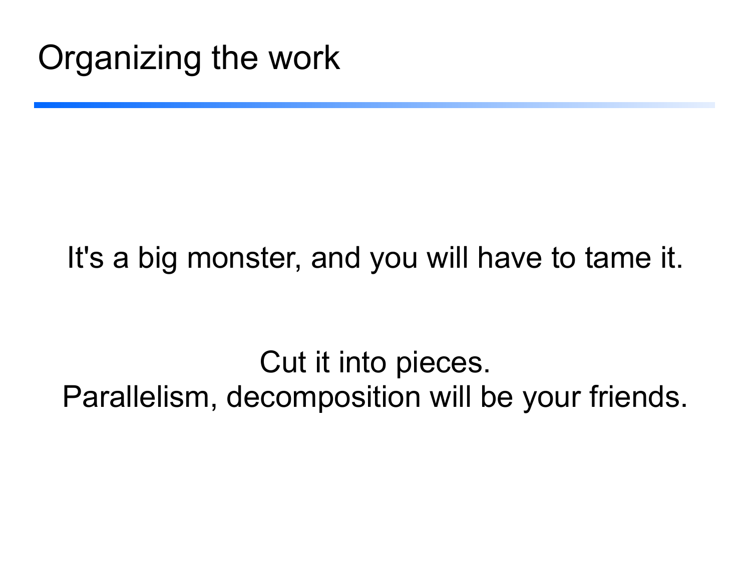# Organizing the work

It's a big monster, and you will have to tame it.

Cut it into pieces.
Parallelism, decomposition will be your friends.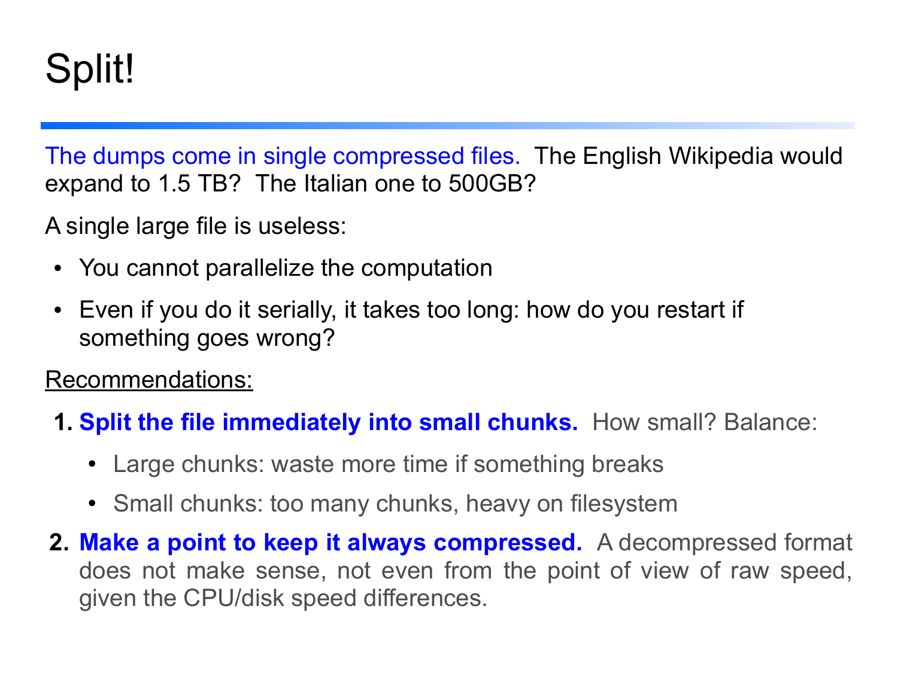# Split!

The dumps come in single compressed files. The English Wikipedia would expand to 1.5 TB? The Italian one to 500GB?

A single large file is useless:

- You cannot parallelize the computation
- Even if you do it serially, it takes too long: how do you restart if something goes wrong?

Recommendations:

1. **Split the file immediately into small chunks.** How small? Balance:
   - Large chunks: waste more time if something breaks
   - Small chunks: too many chunks, heavy on filesystem
2. **Make a point to keep it always compressed.** A decompressed format does not make sense, not even from the point of view of raw speed, given the CPU/disk speed differences.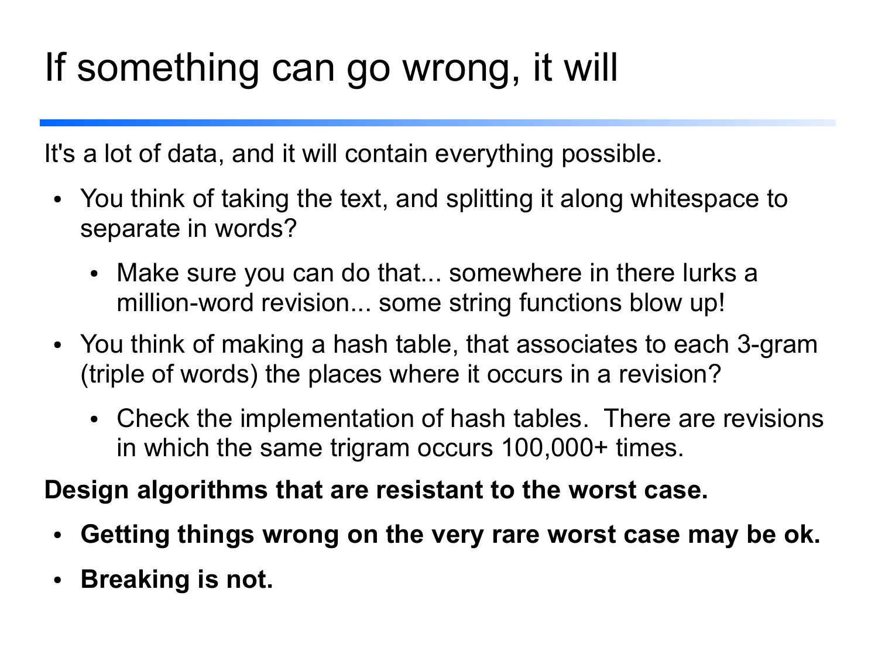# If something can go wrong, it will

It's a lot of data, and it will contain everything possible.

- You think of taking the text, and splitting it along whitespace to separate in words?
  - Make sure you can do that... somewhere in there lurks a million-word revision... some string functions blow up!
- You think of making a hash table, that associates to each 3-gram (triple of words) the places where it occurs in a revision?
  - Check the implementation of hash tables. There are revisions in which the same trigram occurs 100,000+ times.

**Design algorithms that are resistant to the worst case.**

- **Getting things wrong on the very rare worst case may be ok.**
- **Breaking is not.**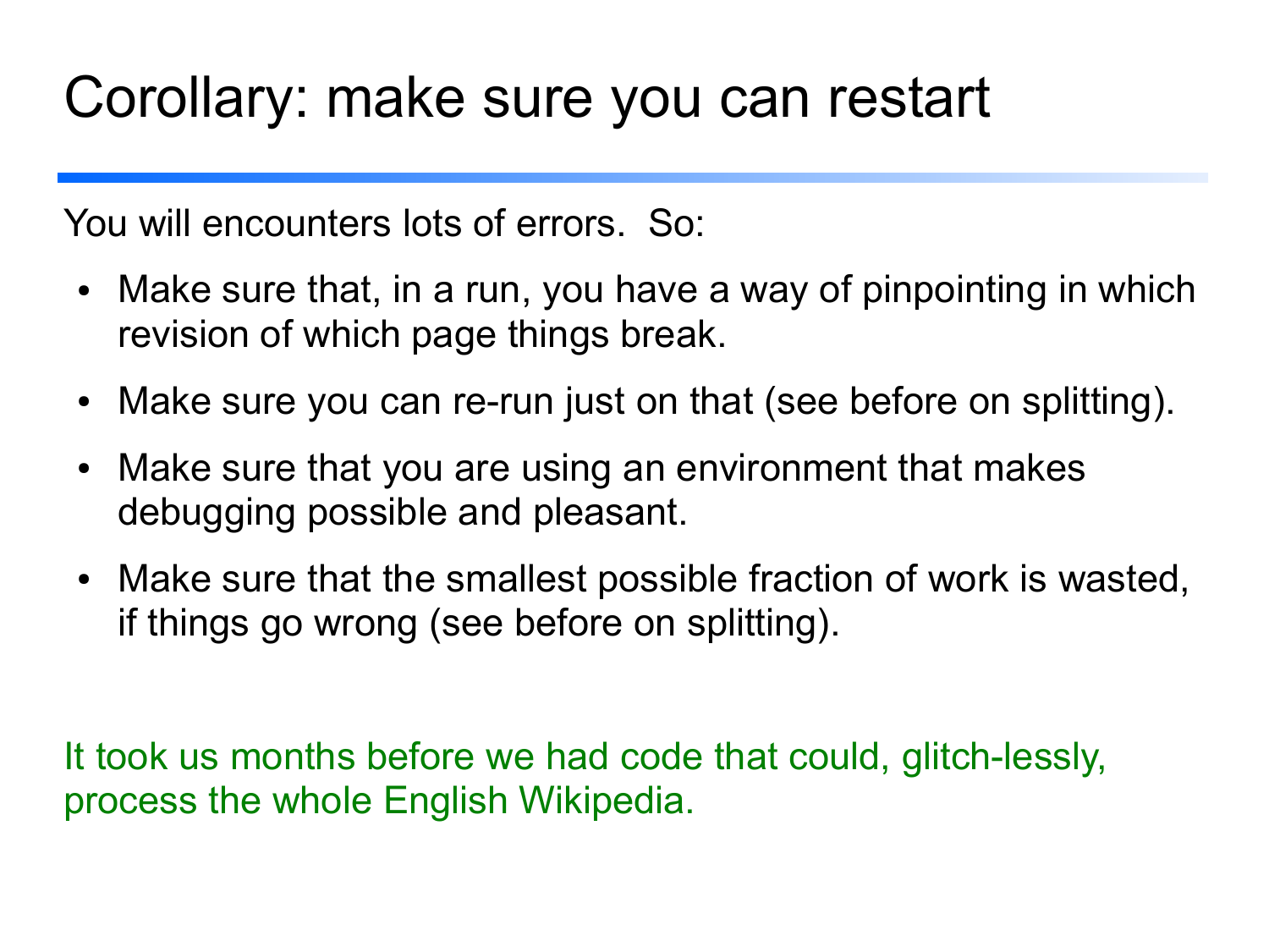# Corollary: make sure you can restart

You will encounters lots of errors. So:

- Make sure that, in a run, you have a way of pinpointing in which revision of which page things break.
- Make sure you can re-run just on that (see before on splitting).
- Make sure that you are using an environment that makes debugging possible and pleasant.
- Make sure that the smallest possible fraction of work is wasted, if things go wrong (see before on splitting).

It took us months before we had code that could, glitch-lessly, process the whole English Wikipedia.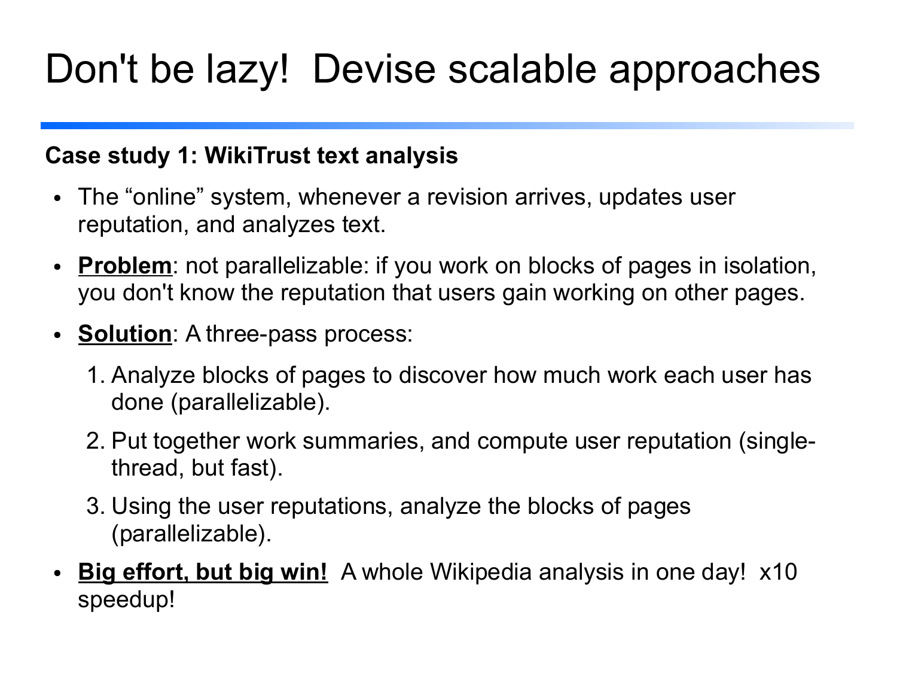# Don't be lazy! Devise scalable approaches

**Case study 1: WikiTrust text analysis**

- The “online” system, whenever a revision arrives, updates user reputation, and analyzes text.
- **Problem**: not parallelizable: if you work on blocks of pages in isolation, you don't know the reputation that users gain working on other pages.
- **Solution**: A three-pass process:
  1. Analyze blocks of pages to discover how much work each user has done (parallelizable).
  2. Put together work summaries, and compute user reputation (single-thread, but fast).
  3. Using the user reputations, analyze the blocks of pages (parallelizable).
- **Big effort, but big win!** A whole Wikipedia analysis in one day! x10 speedup!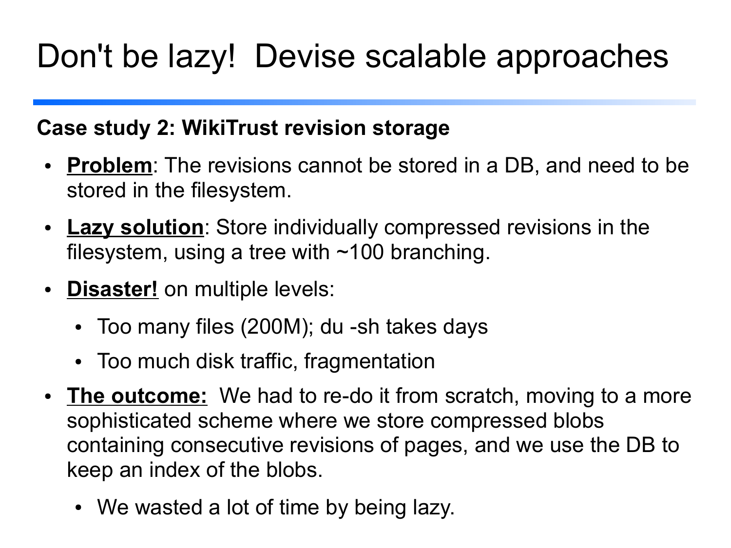# Don't be lazy! Devise scalable approaches

**Case study 2: WikiTrust revision storage**

- **Problem**: The revisions cannot be stored in a DB, and need to be stored in the filesystem.
- **Lazy solution**: Store individually compressed revisions in the filesystem, using a tree with ~100 branching.
- **Disaster!** on multiple levels:
  - Too many files (200M); du -sh takes days
  - Too much disk traffic, fragmentation
- **The outcome:** We had to re-do it from scratch, moving to a more sophisticated scheme where we store compressed blobs containing consecutive revisions of pages, and we use the DB to keep an index of the blobs.
  - We wasted a lot of time by being lazy.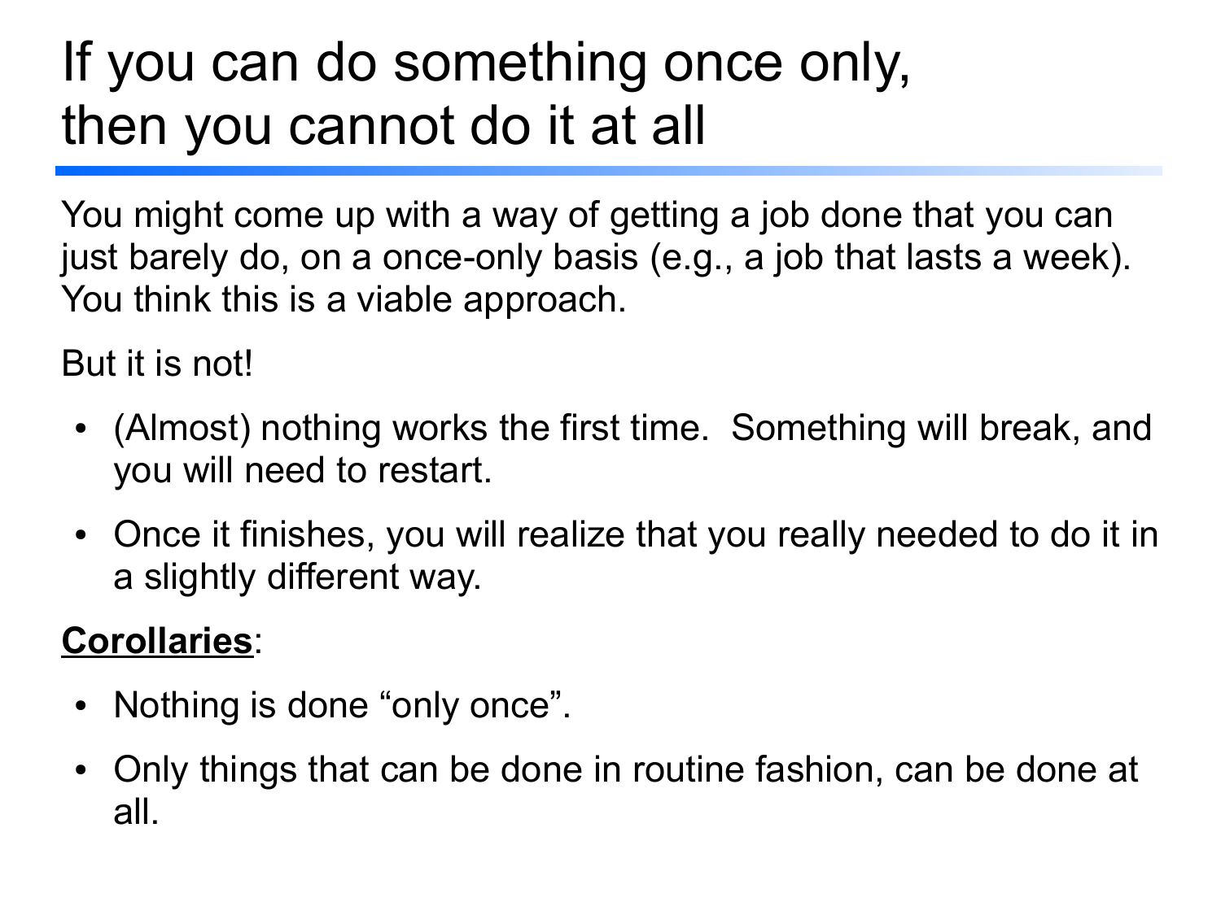# If you can do something once only, then you cannot do it at all

You might come up with a way of getting a job done that you can just barely do, on a once-only basis (e.g., a job that lasts a week). You think this is a viable approach.

But it is not!

- (Almost) nothing works the first time. Something will break, and you will need to restart.
- Once it finishes, you will realize that you really needed to do it in a slightly different way.

**Corollaries**:

- Nothing is done "only once".
- Only things that can be done in routine fashion, can be done at all.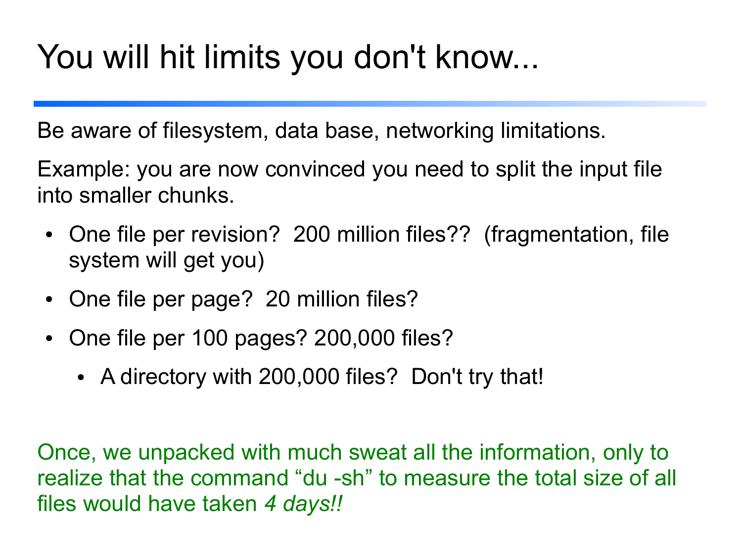# You will hit limits you don't know...

Be aware of filesystem, data base, networking limitations.

Example: you are now convinced you need to split the input file into smaller chunks.

- One file per revision? 200 million files?? (fragmentation, file system will get you)
- One file per page? 20 million files?
- One file per 100 pages? 200,000 files?
  - A directory with 200,000 files? Don't try that!

Once, we unpacked with much sweat all the information, only to realize that the command “du -sh” to measure the total size of all files would have taken *4 days!!*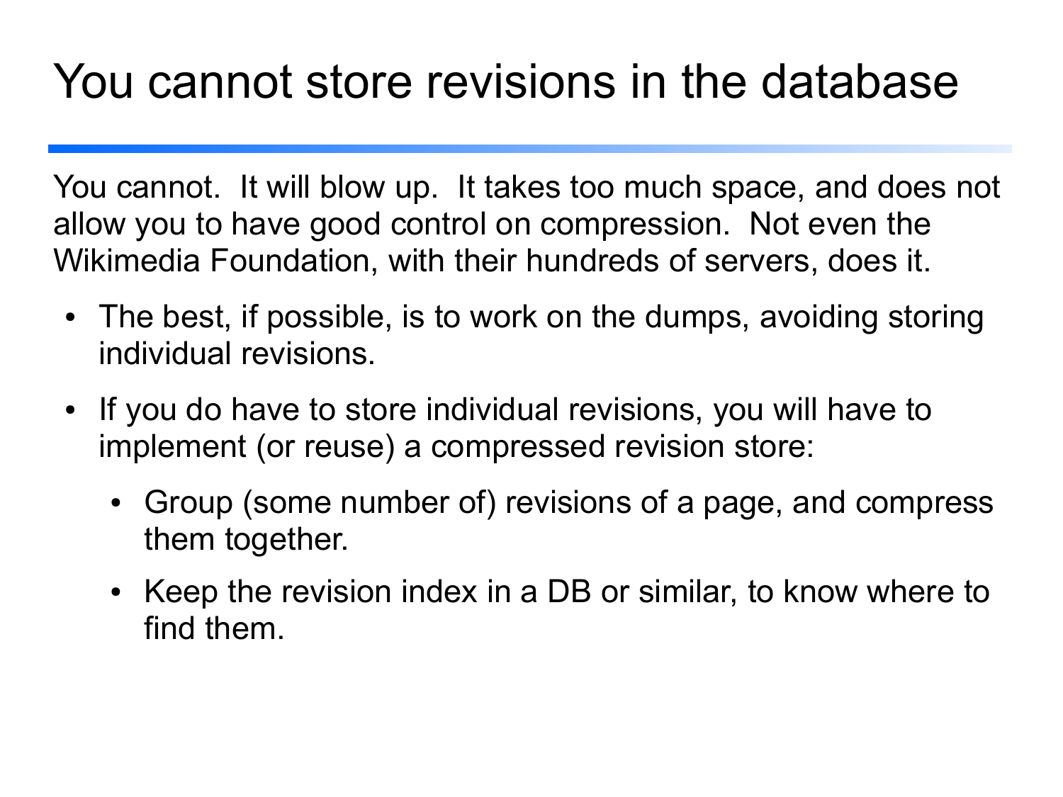# You cannot store revisions in the database

You cannot.  It will blow up.  It takes too much space, and does not allow you to have good control on compression.  Not even the Wikimedia Foundation, with their hundreds of servers, does it.

- The best, if possible, is to work on the dumps, avoiding storing individual revisions.
- If you do have to store individual revisions, you will have to implement (or reuse) a compressed revision store:
  - Group (some number of) revisions of a page, and compress them together.
  - Keep the revision index in a DB or similar, to know where to find them.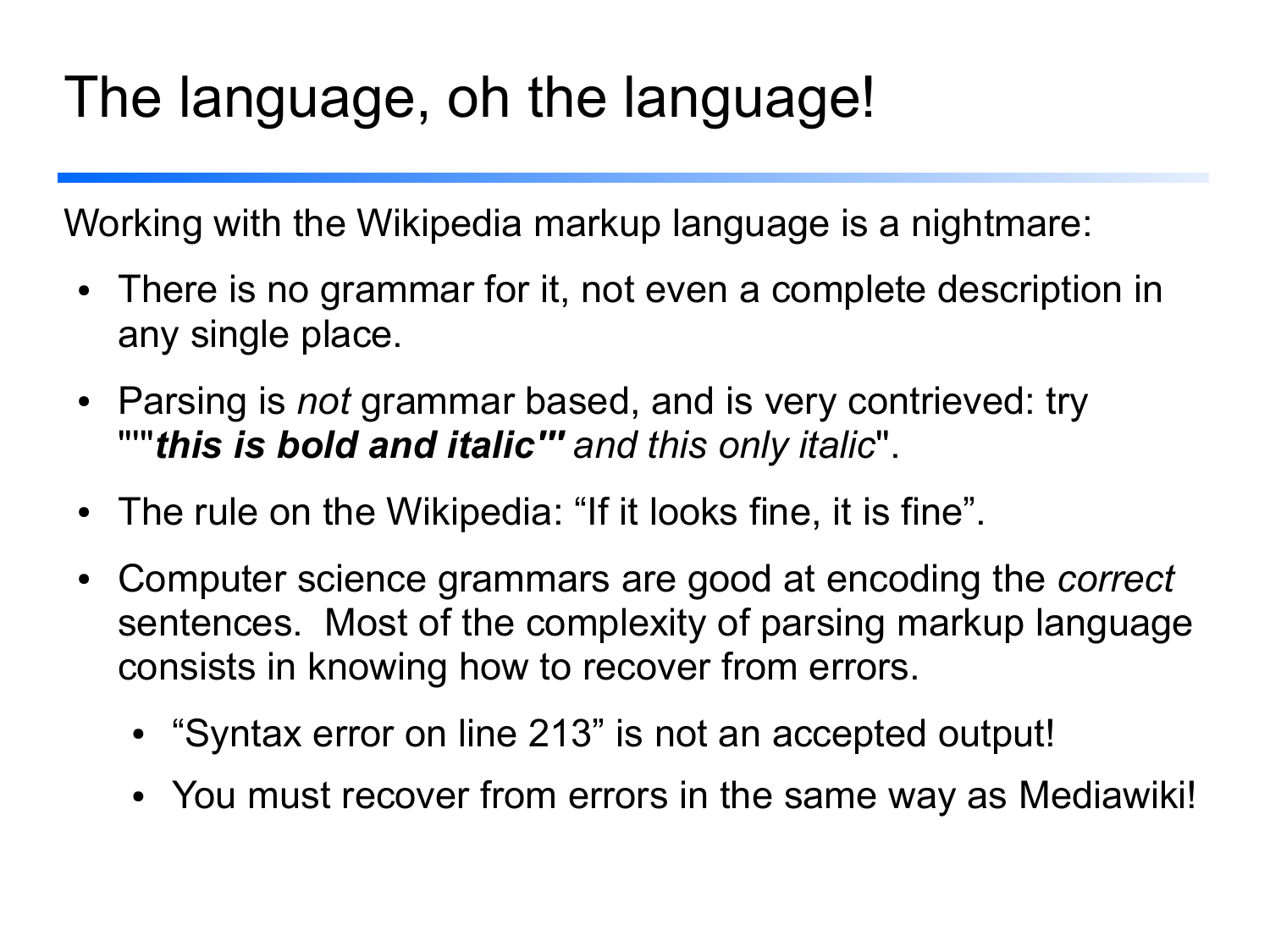# The language, oh the language!

Working with the Wikipedia markup language is a nightmare:

- There is no grammar for it, not even a complete description in any single place.
- Parsing is *not* grammar based, and is very contrieved: try ""'***this is bold and italic"'*** *and this only italic*".
- The rule on the Wikipedia: “If it looks fine, it is fine”.
- Computer science grammars are good at encoding the *correct* sentences. Most of the complexity of parsing markup language consists in knowing how to recover from errors.
  - “Syntax error on line 213” is not an accepted output!
  - You must recover from errors in the same way as Mediawiki!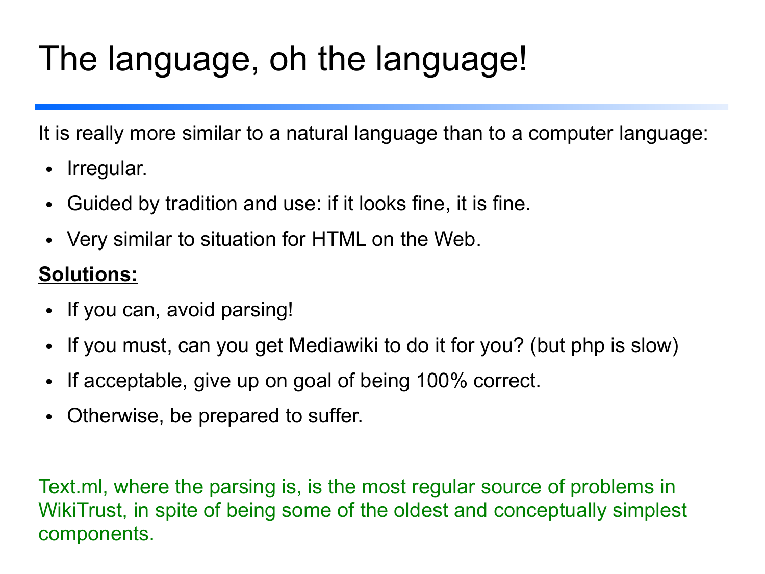# The language, oh the language!

It is really more similar to a natural language than to a computer language:

- Irregular.
- Guided by tradition and use: if it looks fine, it is fine.
- Very similar to situation for HTML on the Web.

**Solutions:**

- If you can, avoid parsing!
- If you must, can you get Mediawiki to do it for you? (but php is slow)
- If acceptable, give up on goal of being 100% correct.
- Otherwise, be prepared to suffer.

Text.ml, where the parsing is, is the most regular source of problems in WikiTrust, in spite of being some of the oldest and conceptually simplest components.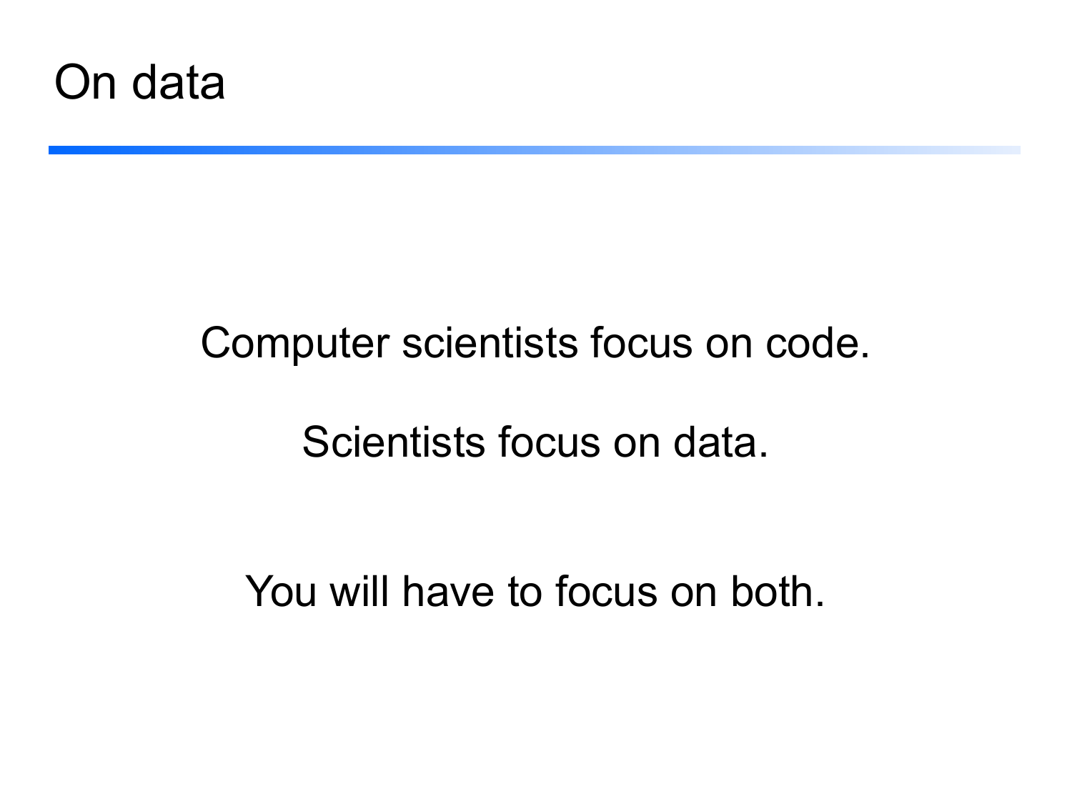# On data

Computer scientists focus on code.

Scientists focus on data.

You will have to focus on both.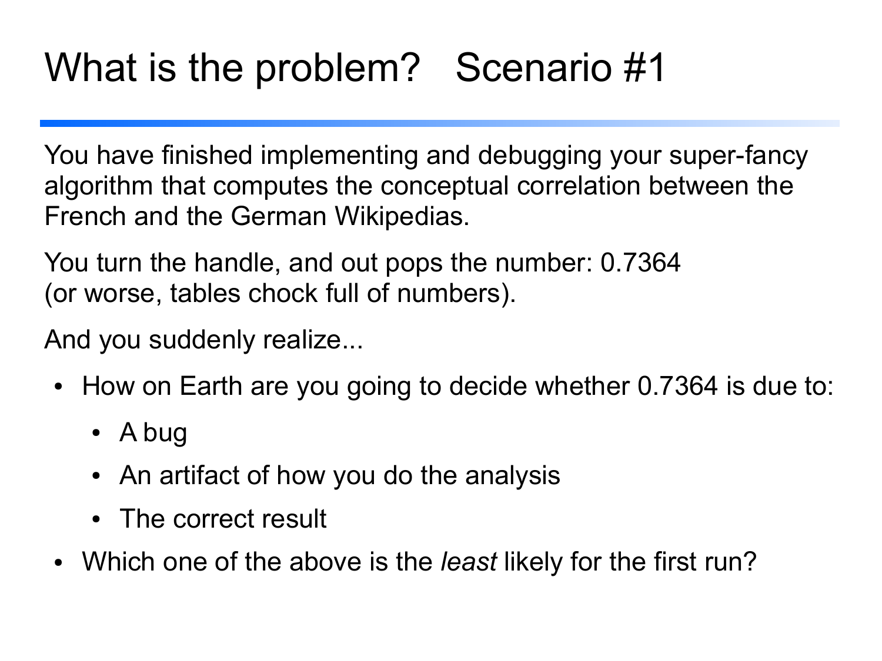# What is the problem? Scenario #1

You have finished implementing and debugging your super-fancy algorithm that computes the conceptual correlation between the French and the German Wikipedias.

You turn the handle, and out pops the number: 0.7364
(or worse, tables chock full of numbers).

And you suddenly realize...

- How on Earth are you going to decide whether 0.7364 is due to:
  - A bug
  - An artifact of how you do the analysis
  - The correct result
- Which one of the above is the *least* likely for the first run?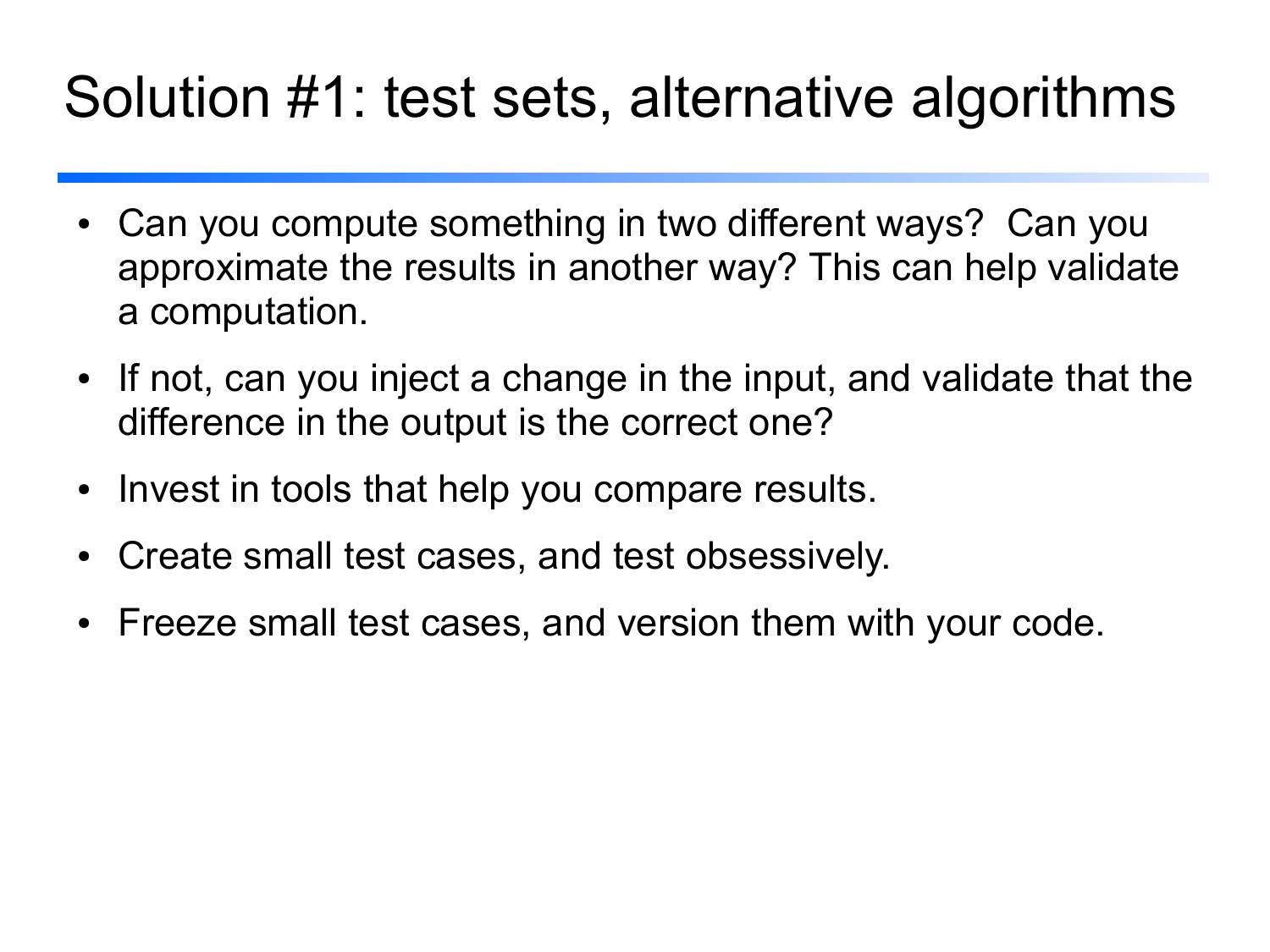# Solution #1: test sets, alternative algorithms

- Can you compute something in two different ways? Can you approximate the results in another way? This can help validate a computation.
- If not, can you inject a change in the input, and validate that the difference in the output is the correct one?
- Invest in tools that help you compare results.
- Create small test cases, and test obsessively.
- Freeze small test cases, and version them with your code.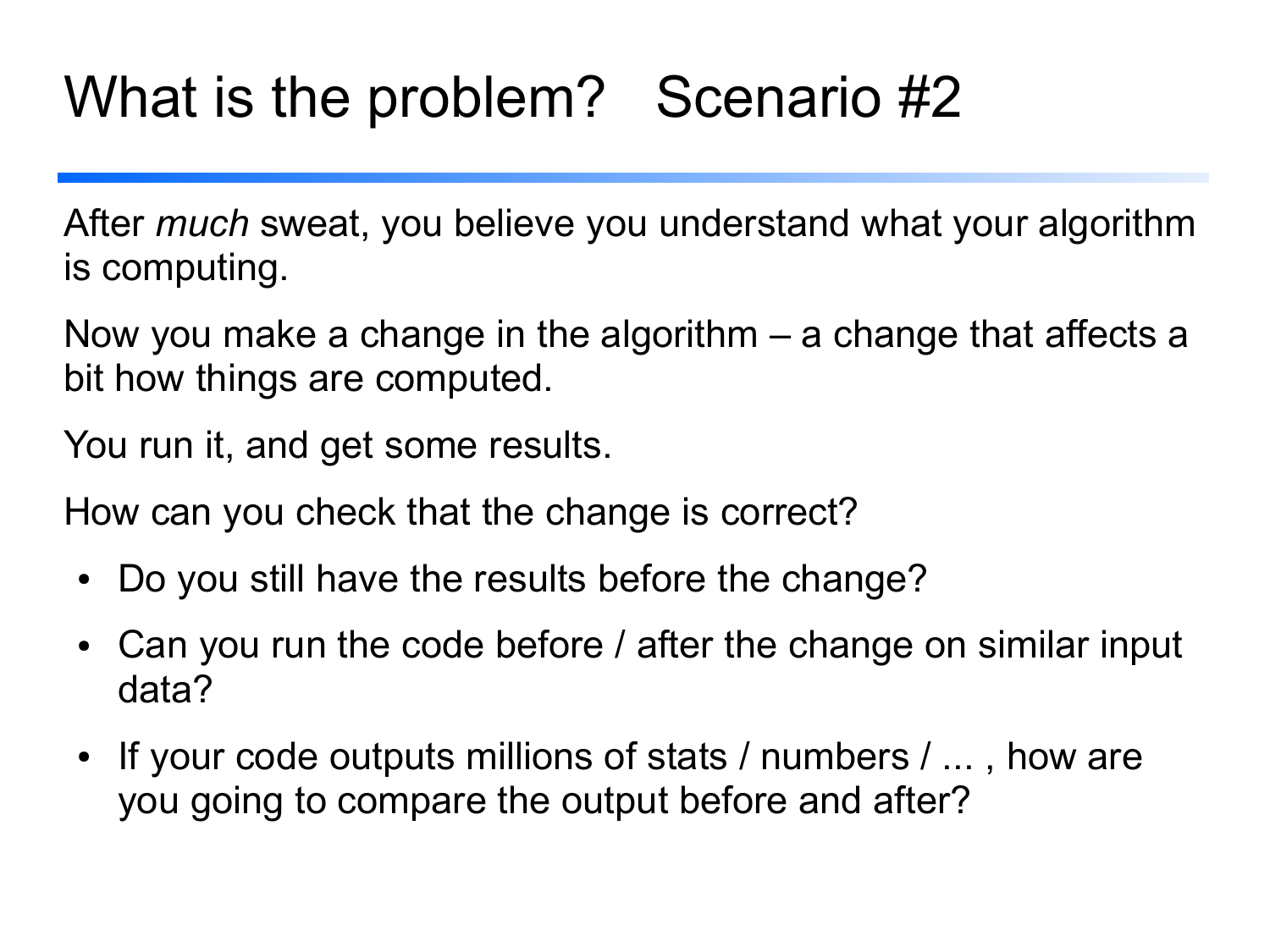# What is the problem? Scenario #2

After *much* sweat, you believe you understand what your algorithm is computing.

Now you make a change in the algorithm – a change that affects a bit how things are computed.

You run it, and get some results.

How can you check that the change is correct?

- Do you still have the results before the change?
- Can you run the code before / after the change on similar input data?
- If your code outputs millions of stats / numbers / ... , how are you going to compare the output before and after?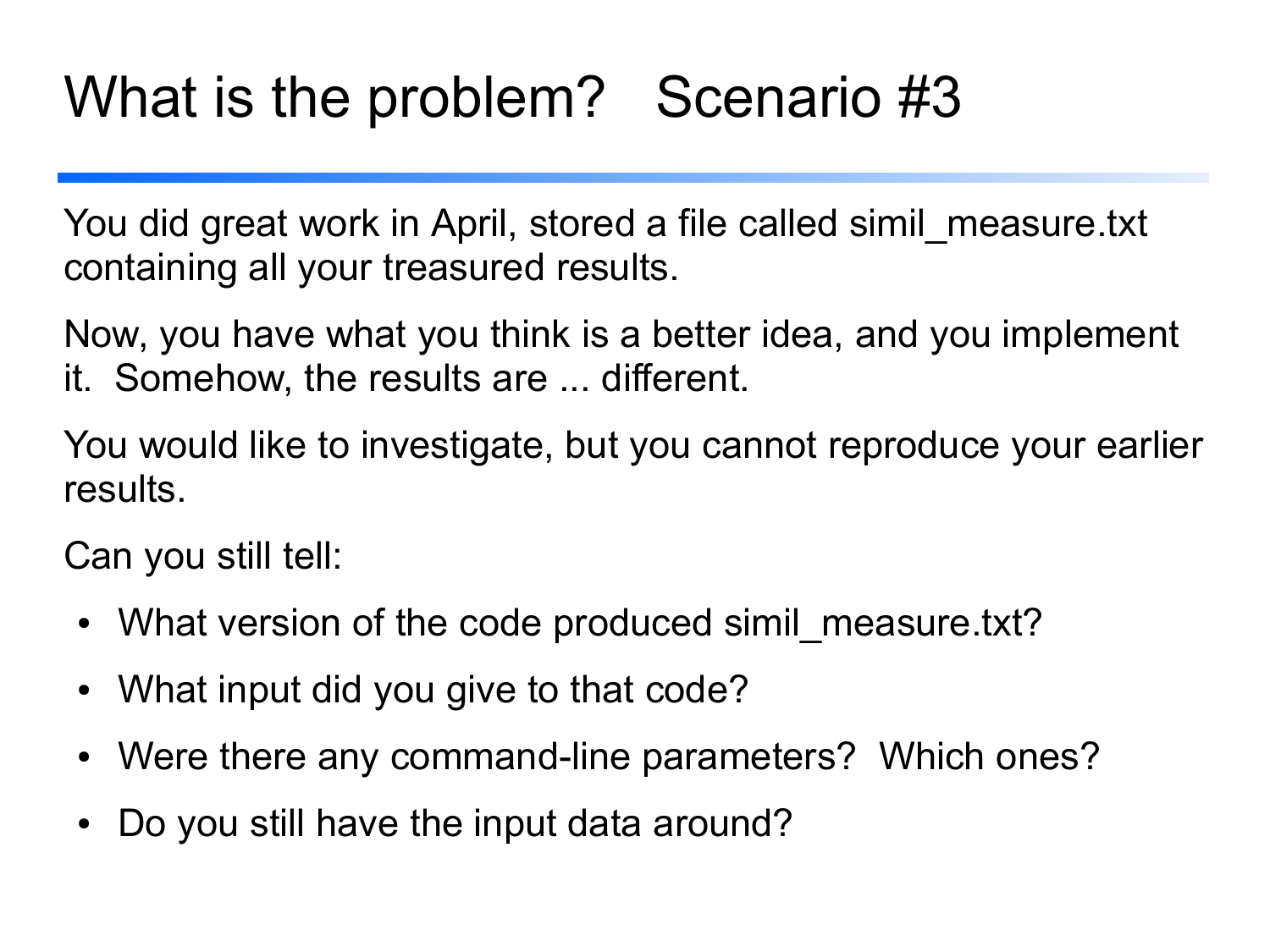# What is the problem? Scenario #3

You did great work in April, stored a file called simil_measure.txt containing all your treasured results.

Now, you have what you think is a better idea, and you implement it. Somehow, the results are ... different.

You would like to investigate, but you cannot reproduce your earlier results.

Can you still tell:

- What version of the code produced simil_measure.txt?
- What input did you give to that code?
- Were there any command-line parameters? Which ones?
- Do you still have the input data around?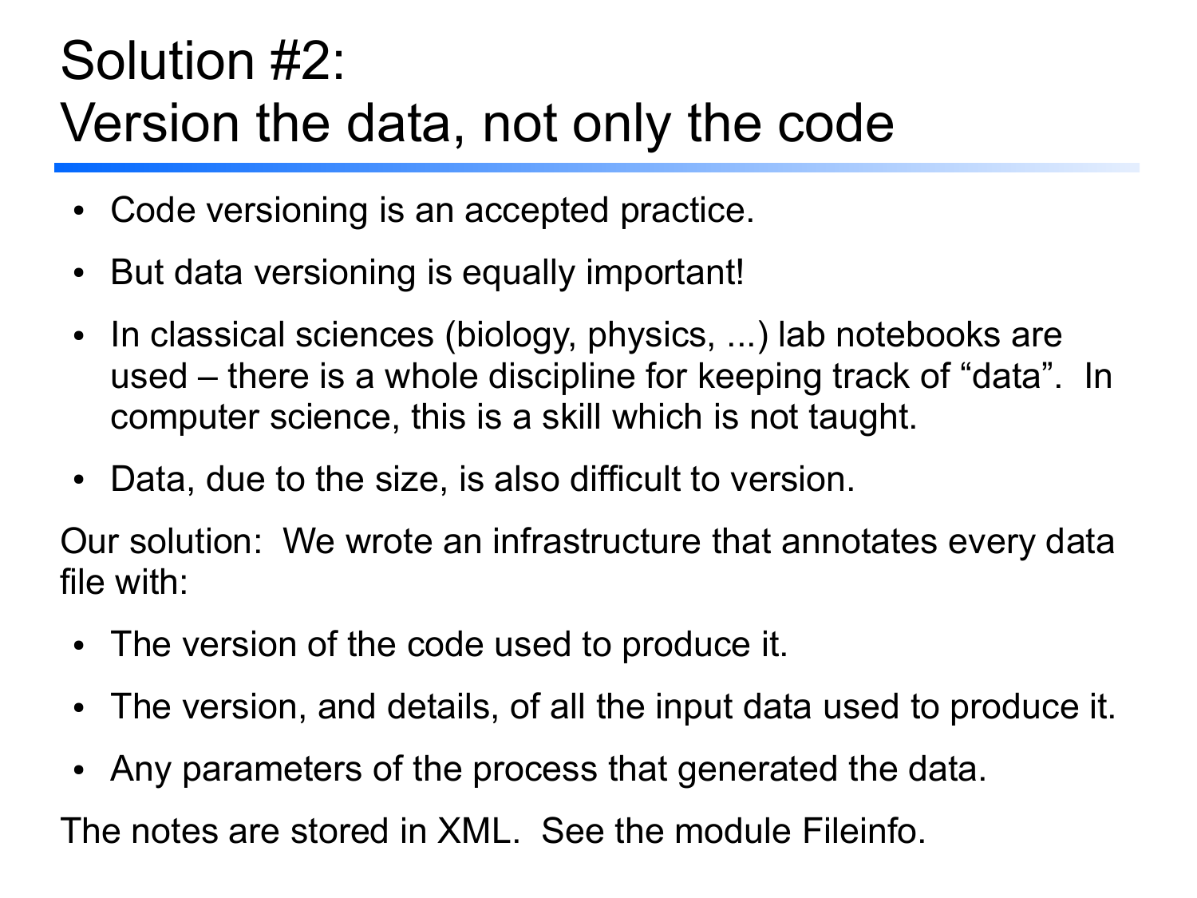# Solution #2: Version the data, not only the code

- Code versioning is an accepted practice.
- But data versioning is equally important!
- In classical sciences (biology, physics, ...) lab notebooks are used – there is a whole discipline for keeping track of “data”. In computer science, this is a skill which is not taught.
- Data, due to the size, is also difficult to version.

Our solution: We wrote an infrastructure that annotates every data file with:

- The version of the code used to produce it.
- The version, and details, of all the input data used to produce it.
- Any parameters of the process that generated the data.

The notes are stored in XML. See the module Fileinfo.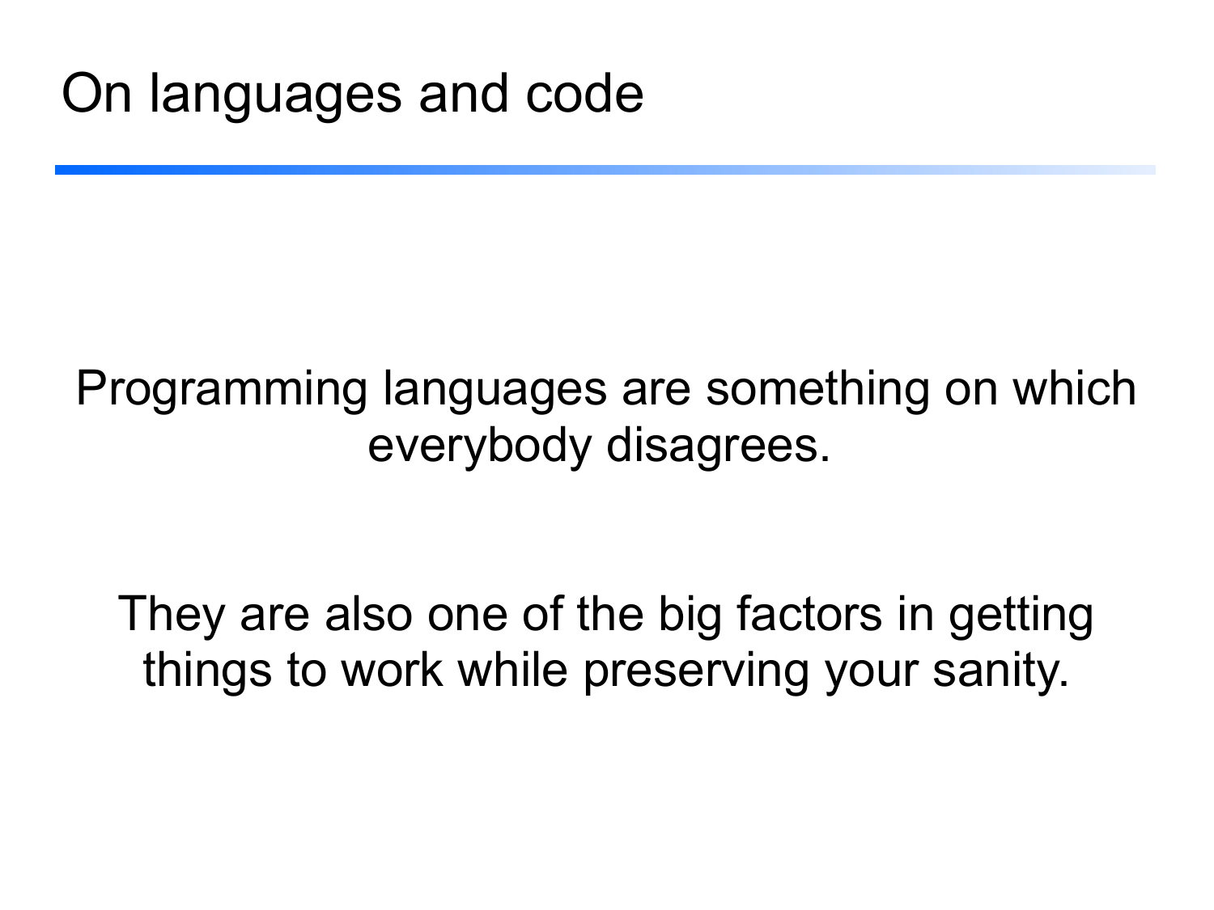# On languages and code

Programming languages are something on which everybody disagrees.

They are also one of the big factors in getting things to work while preserving your sanity.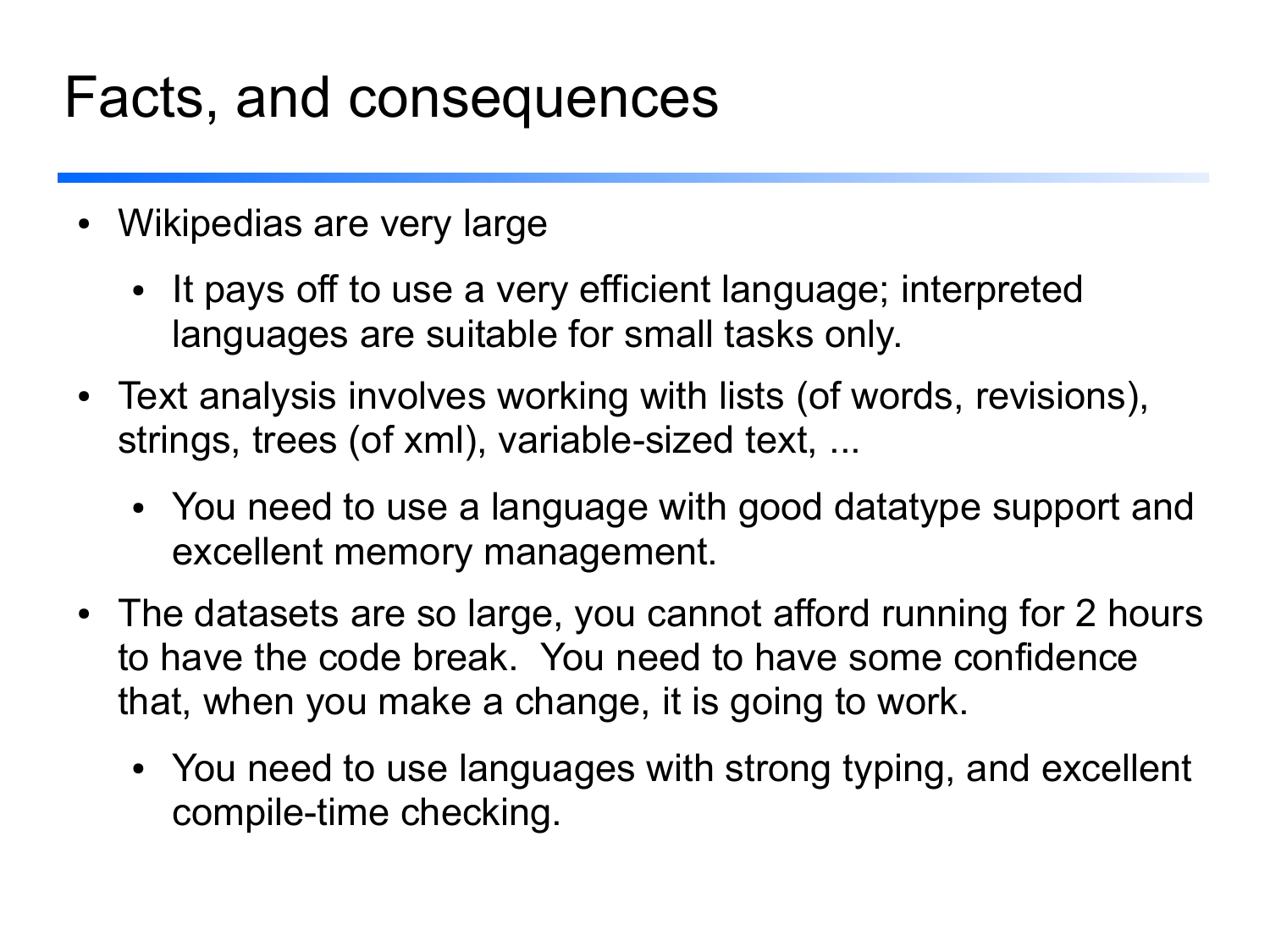# Facts, and consequences

- Wikipedias are very large
  - It pays off to use a very efficient language; interpreted languages are suitable for small tasks only.
- Text analysis involves working with lists (of words, revisions), strings, trees (of xml), variable-sized text, ...
  - You need to use a language with good datatype support and excellent memory management.
- The datasets are so large, you cannot afford running for 2 hours to have the code break. You need to have some confidence that, when you make a change, it is going to work.
  - You need to use languages with strong typing, and excellent compile-time checking.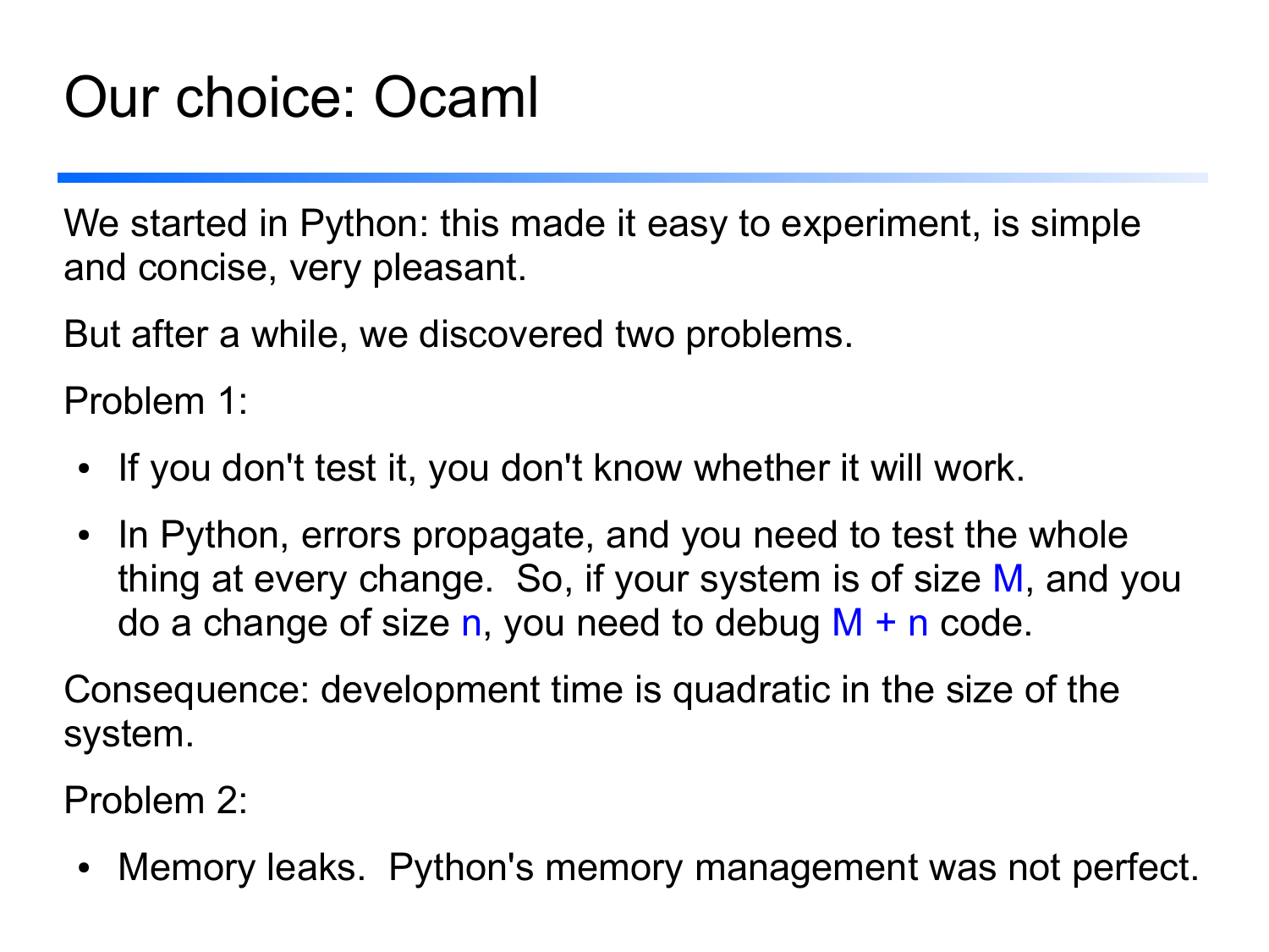# Our choice: Ocaml

We started in Python: this made it easy to experiment, is simple and concise, very pleasant.

But after a while, we discovered two problems.

Problem 1:

- If you don't test it, you don't know whether it will work.
- In Python, errors propagate, and you need to test the whole thing at every change. So, if your system is of size $M$, and you do a change of size $n$, you need to debug $M + n$ code.

Consequence: development time is quadratic in the size of the system.

Problem 2:

- Memory leaks. Python's memory management was not perfect.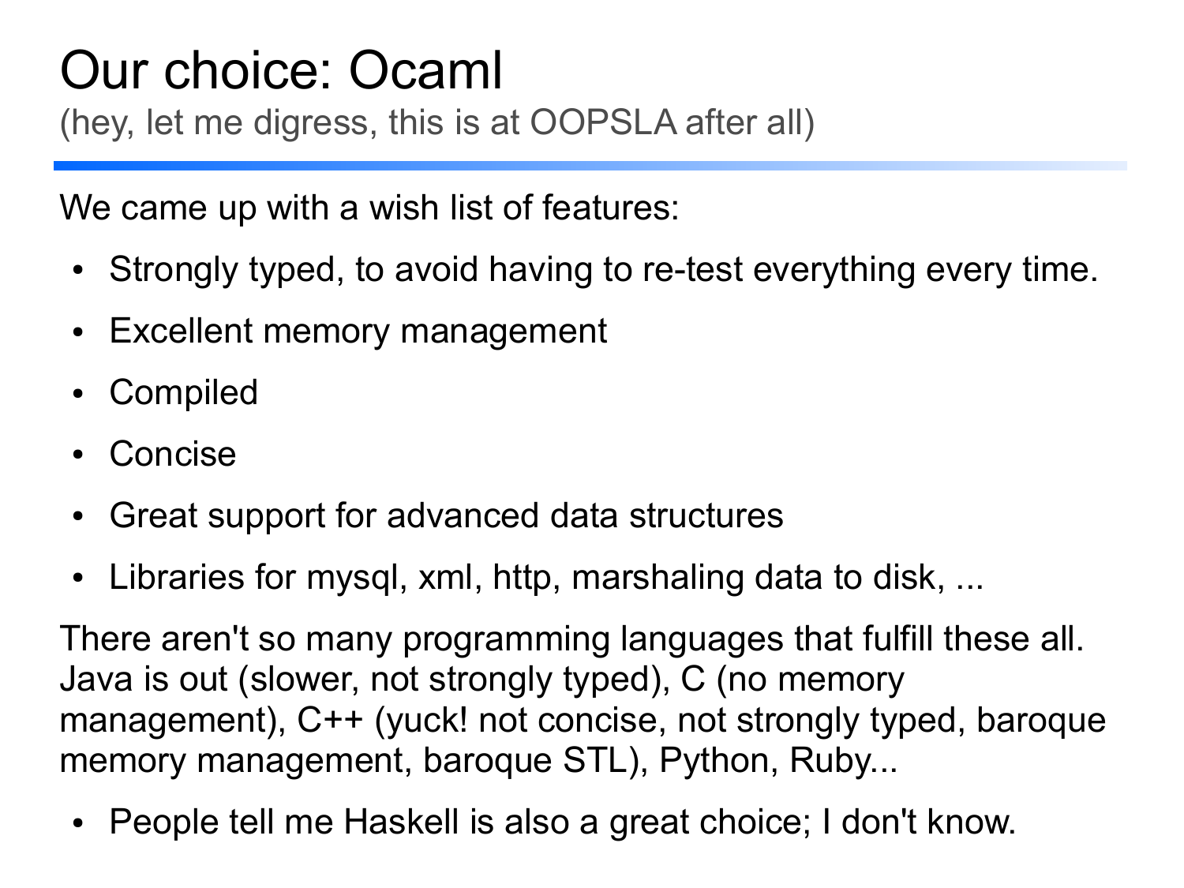# Our choice: Ocaml

(hey, let me digress, this is at OOPSLA after all)

We came up with a wish list of features:

- Strongly typed, to avoid having to re-test everything every time.
- Excellent memory management
- Compiled
- Concise
- Great support for advanced data structures
- Libraries for mysql, xml, http, marshaling data to disk, ...

There aren't so many programming languages that fulfill these all. Java is out (slower, not strongly typed), C (no memory management), C++ (yuck! not concise, not strongly typed, baroque memory management, baroque STL), Python, Ruby...

- People tell me Haskell is also a great choice; I don't know.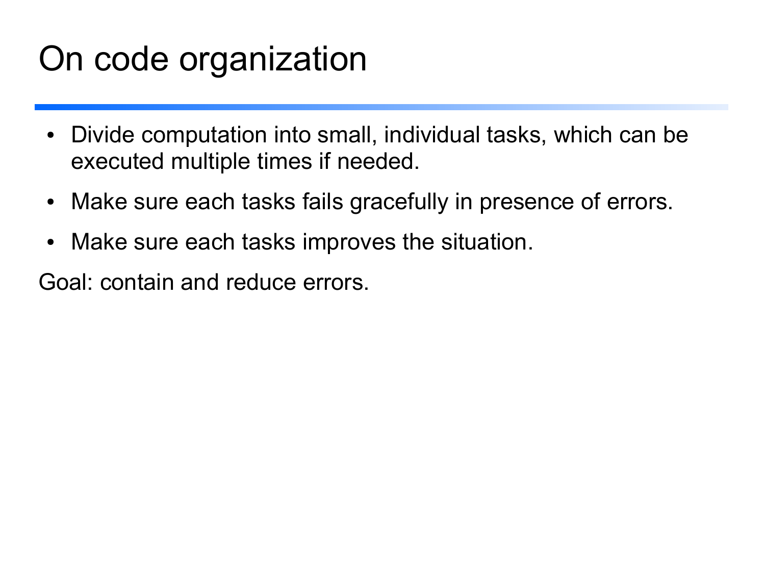# On code organization

- Divide computation into small, individual tasks, which can be executed multiple times if needed.
- Make sure each tasks fails gracefully in presence of errors.
- Make sure each tasks improves the situation.

Goal: contain and reduce errors.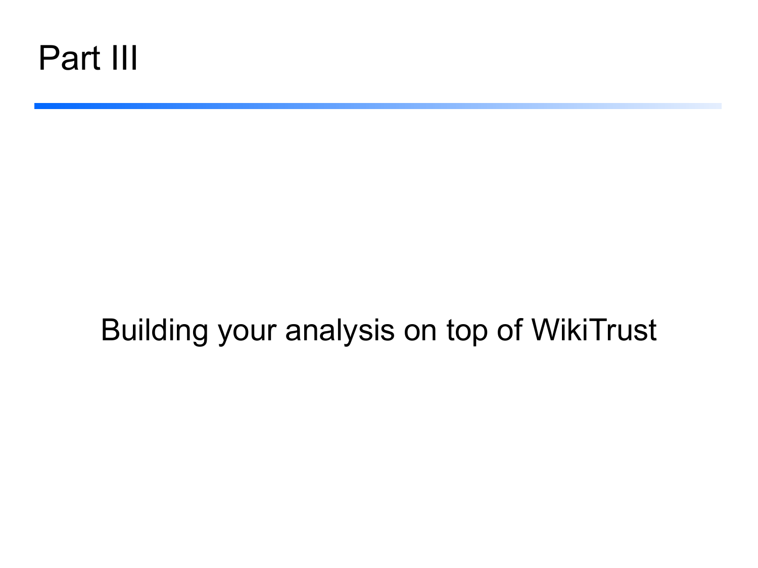# Part III

Building your analysis on top of WikiTrust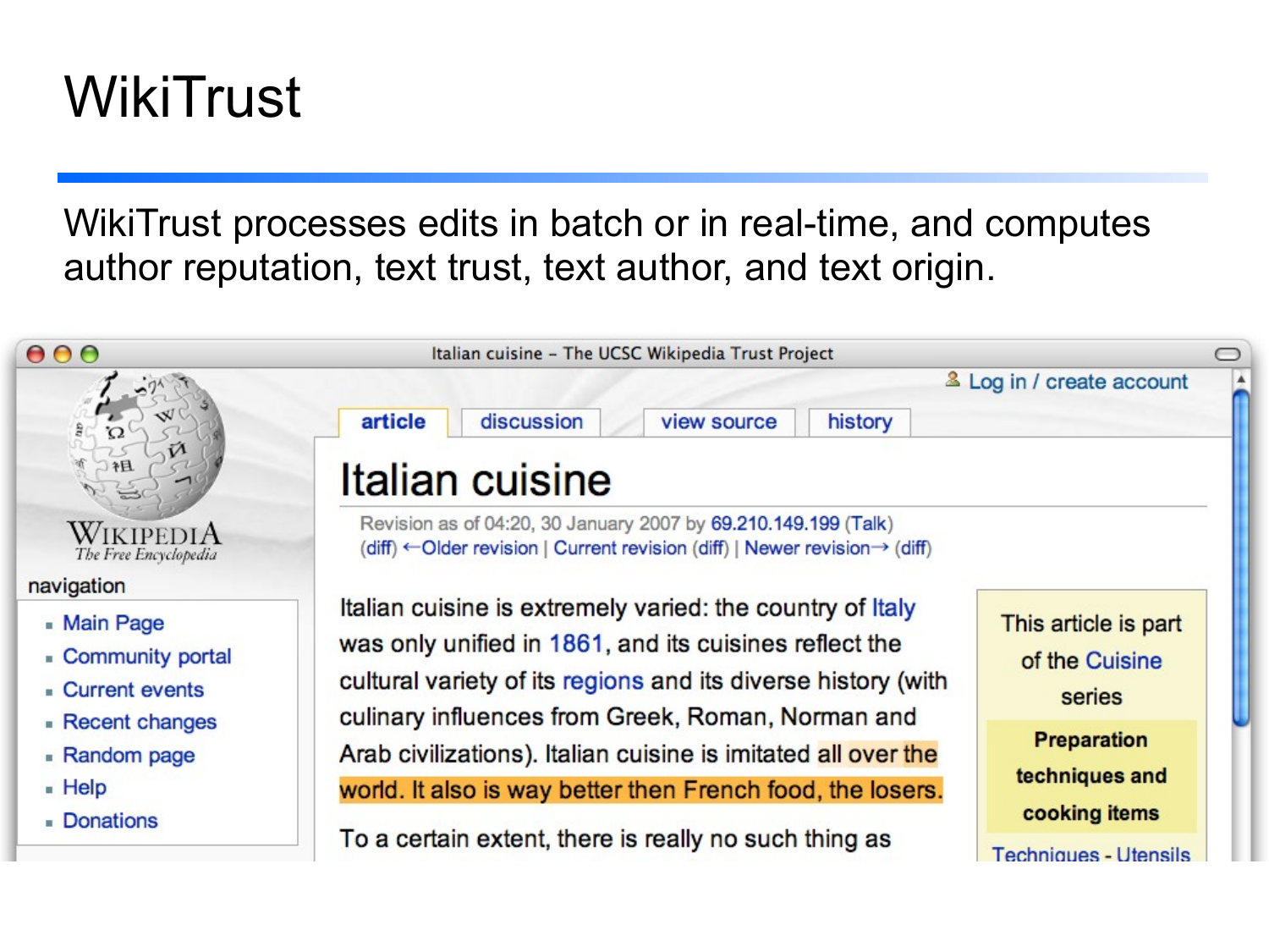# WikiTrust

WikiTrust processes edits in batch or in real-time, and computes author reputation, text trust, text author, and text origin.

Italian cuisine - The UCSC Wikipedia Trust Project

Log in / create account

article | discussion | view source | history

WIKIPEDIA
The Free Encyclopedia

navigation

- Main Page
- Community portal
- Current events
- Recent changes
- Random page
- Help
- Donations

## Italian cuisine

Revision as of 04:20, 30 January 2007 by 69.210.149.199 (Talk)
(diff) ←Older revision | Current revision (diff) | Newer revision→ (diff)

Italian cuisine is extremely varied: the country of Italy was only unified in 1861, and its cuisines reflect the cultural variety of its regions and its diverse history (with culinary influences from Greek, Roman, Norman and Arab civilizations). Italian cuisine is imitated all over the world. It also is way better then French food, the losers.

To a certain extent, there is really no such thing as

This article is part of the Cuisine series

**Preparation techniques and cooking items**

Techniques - Utensils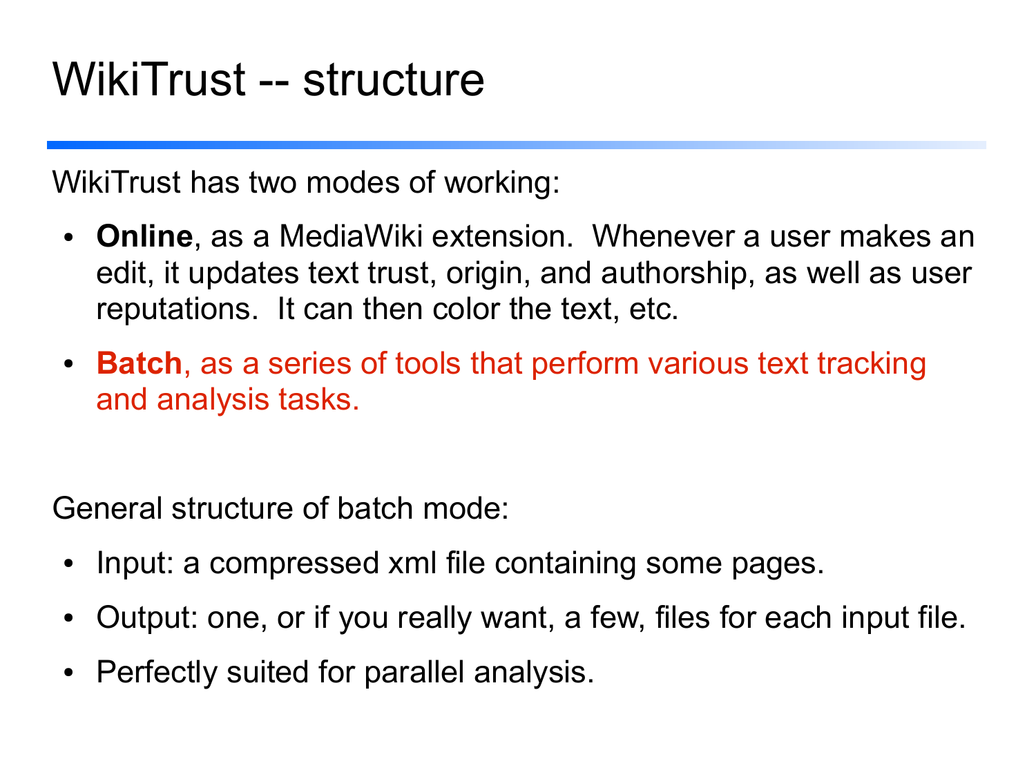# WikiTrust -- structure

WikiTrust has two modes of working:

- **Online**, as a MediaWiki extension. Whenever a user makes an edit, it updates text trust, origin, and authorship, as well as user reputations. It can then color the text, etc.
- **Batch**, as a series of tools that perform various text tracking and analysis tasks.

General structure of batch mode:

- Input: a compressed xml file containing some pages.
- Output: one, or if you really want, a few, files for each input file.
- Perfectly suited for parallel analysis.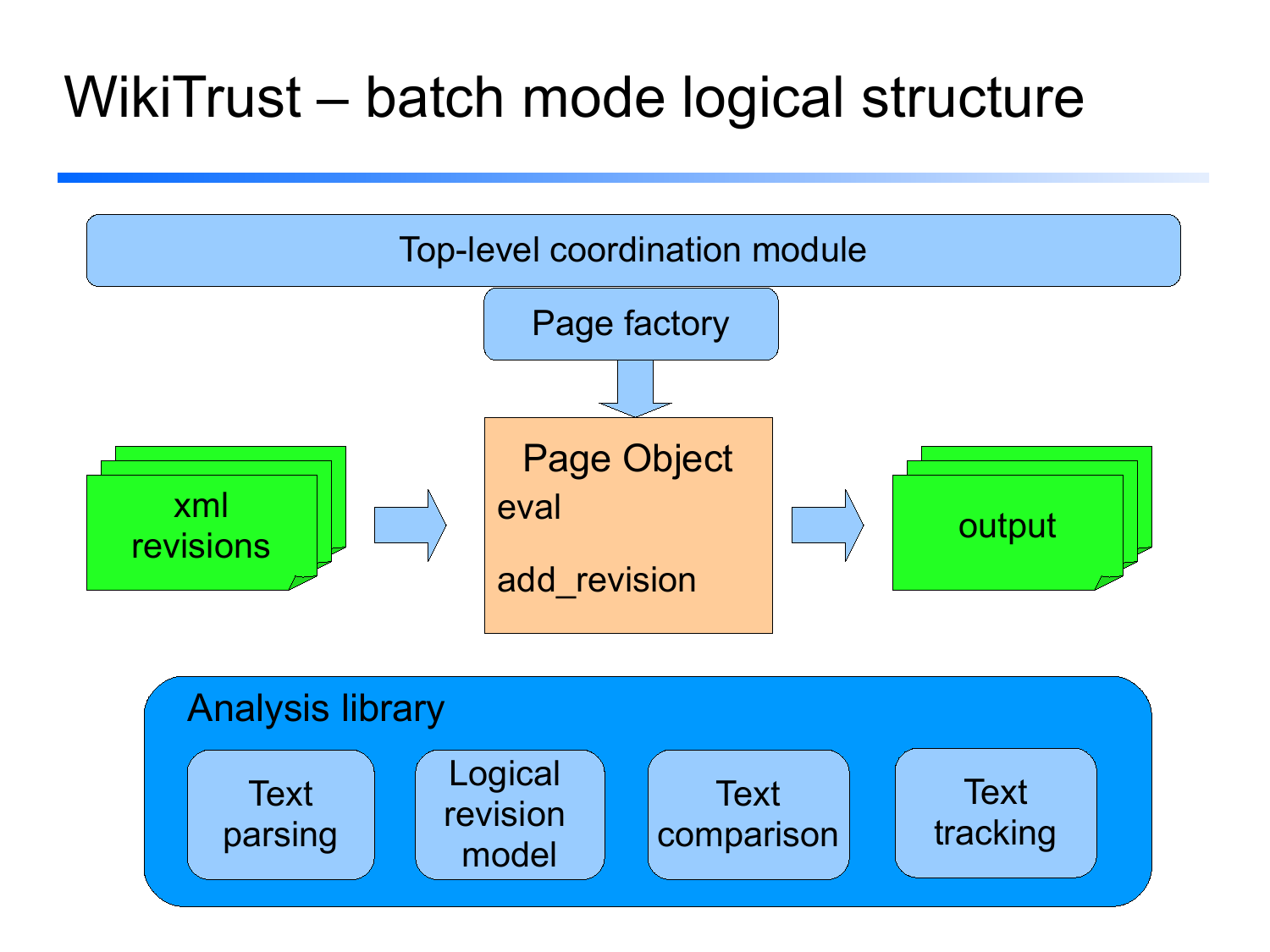# WikiTrust – batch mode logical structure

Top-level coordination module

Page factory

xml revisions

Page Object
eval
add_revision

output

Analysis library

- Text parsing
- Logical revision model
- Text comparison
- Text tracking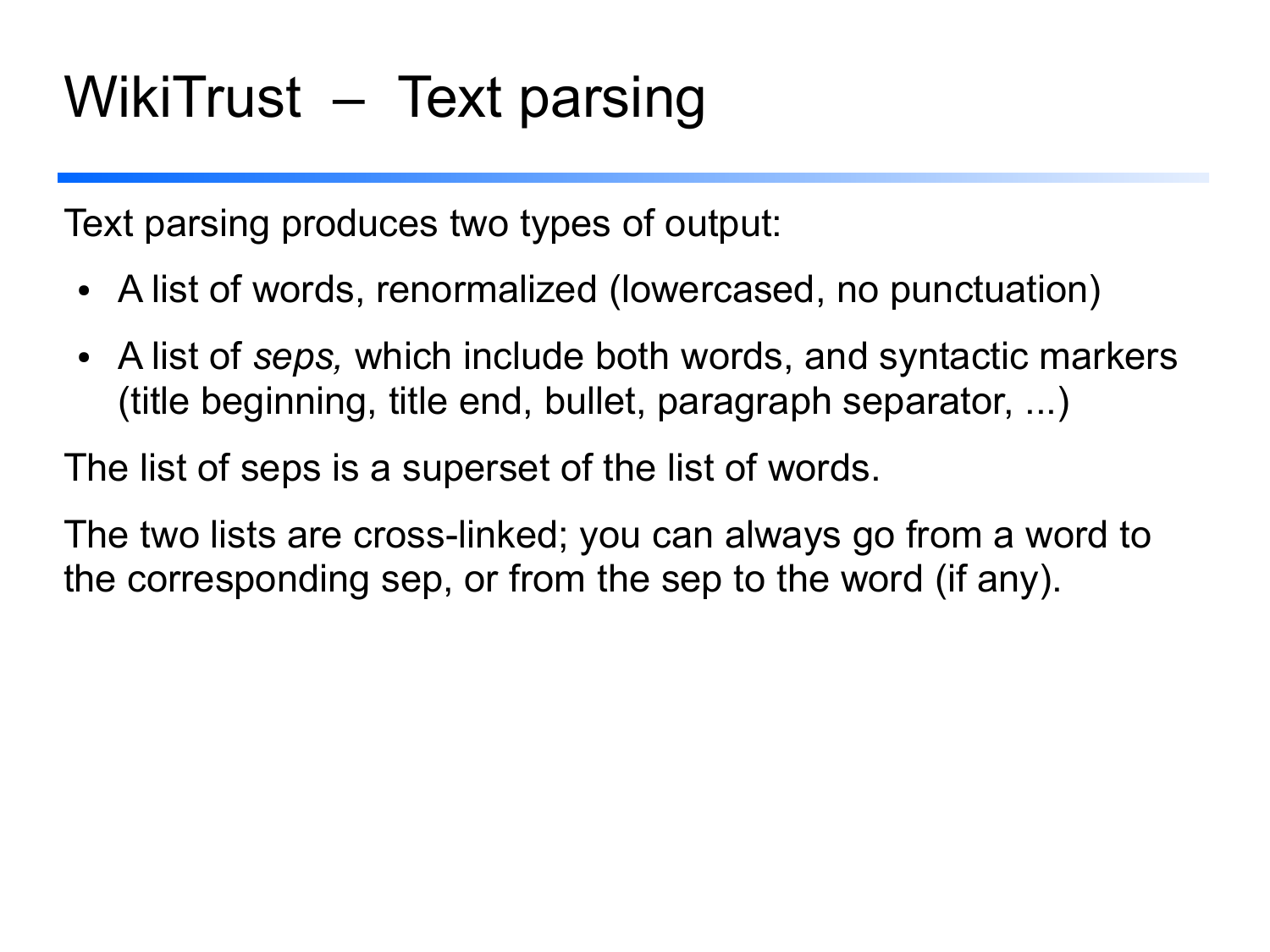# WikiTrust – Text parsing

Text parsing produces two types of output:

- A list of words, renormalized (lowercased, no punctuation)
- A list of *seps,* which include both words, and syntactic markers (title beginning, title end, bullet, paragraph separator, ...)

The list of seps is a superset of the list of words.

The two lists are cross-linked; you can always go from a word to the corresponding sep, or from the sep to the word (if any).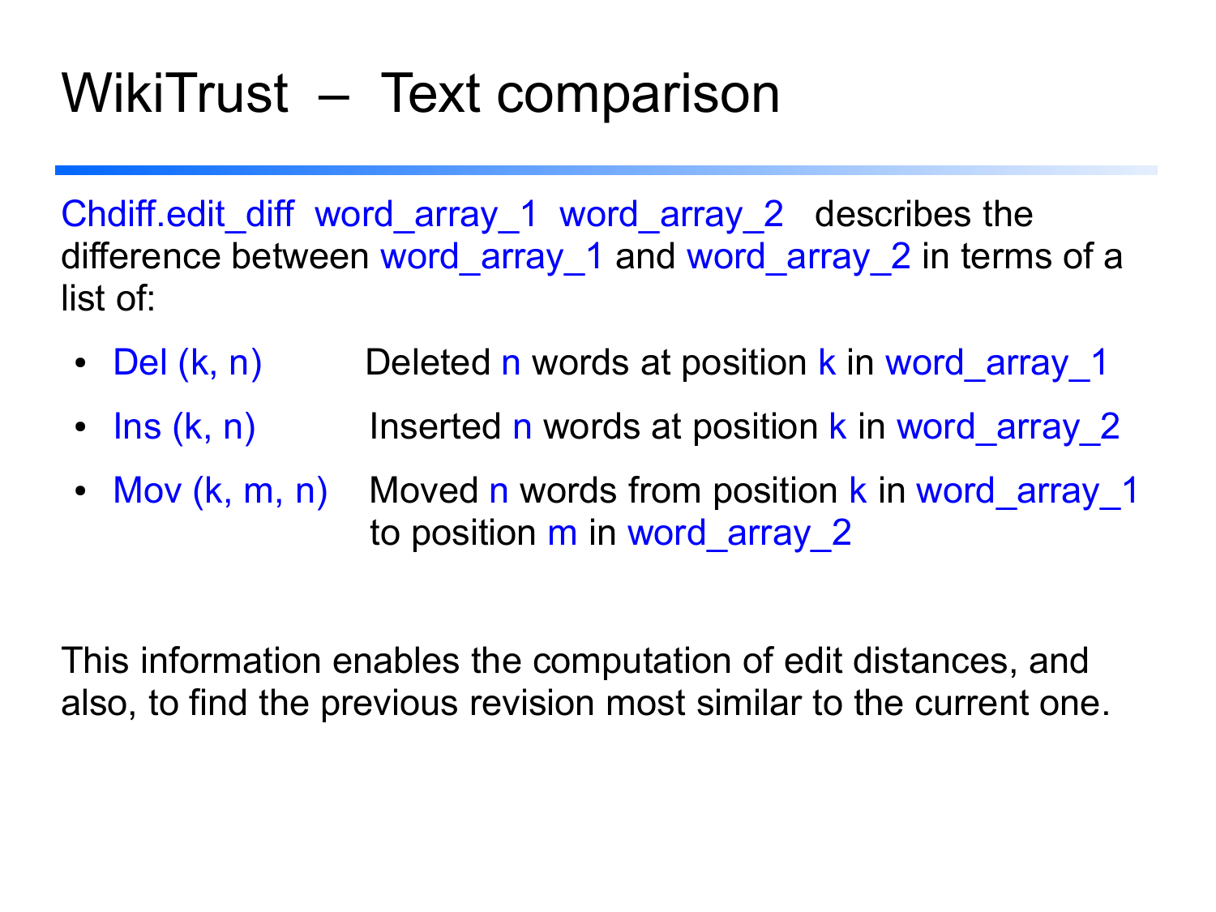# WikiTrust – Text comparison

Chdiff.edit_diff word_array_1 word_array_2 describes the difference between word_array_1 and word_array_2 in terms of a list of:

- Del (k, n) Deleted n words at position k in word_array_1
- Ins (k, n) Inserted n words at position k in word_array_2
- Mov (k, m, n) Moved n words from position k in word_array_1 to position m in word_array_2

This information enables the computation of edit distances, and also, to find the previous revision most similar to the current one.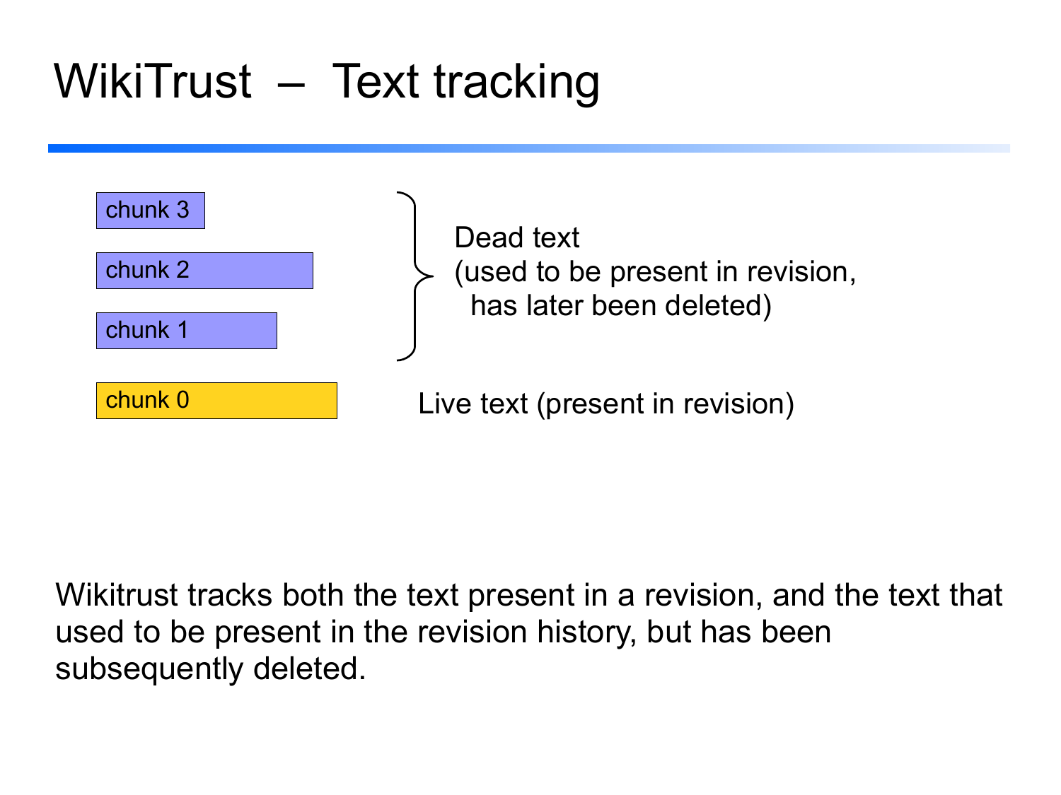# WikiTrust – Text tracking

chunk 3

chunk 2

chunk 1

Dead text
(used to be present in revision,
has later been deleted)

chunk 0

Live text (present in revision)

Wikitrust tracks both the text present in a revision, and the text that used to be present in the revision history, but has been subsequently deleted.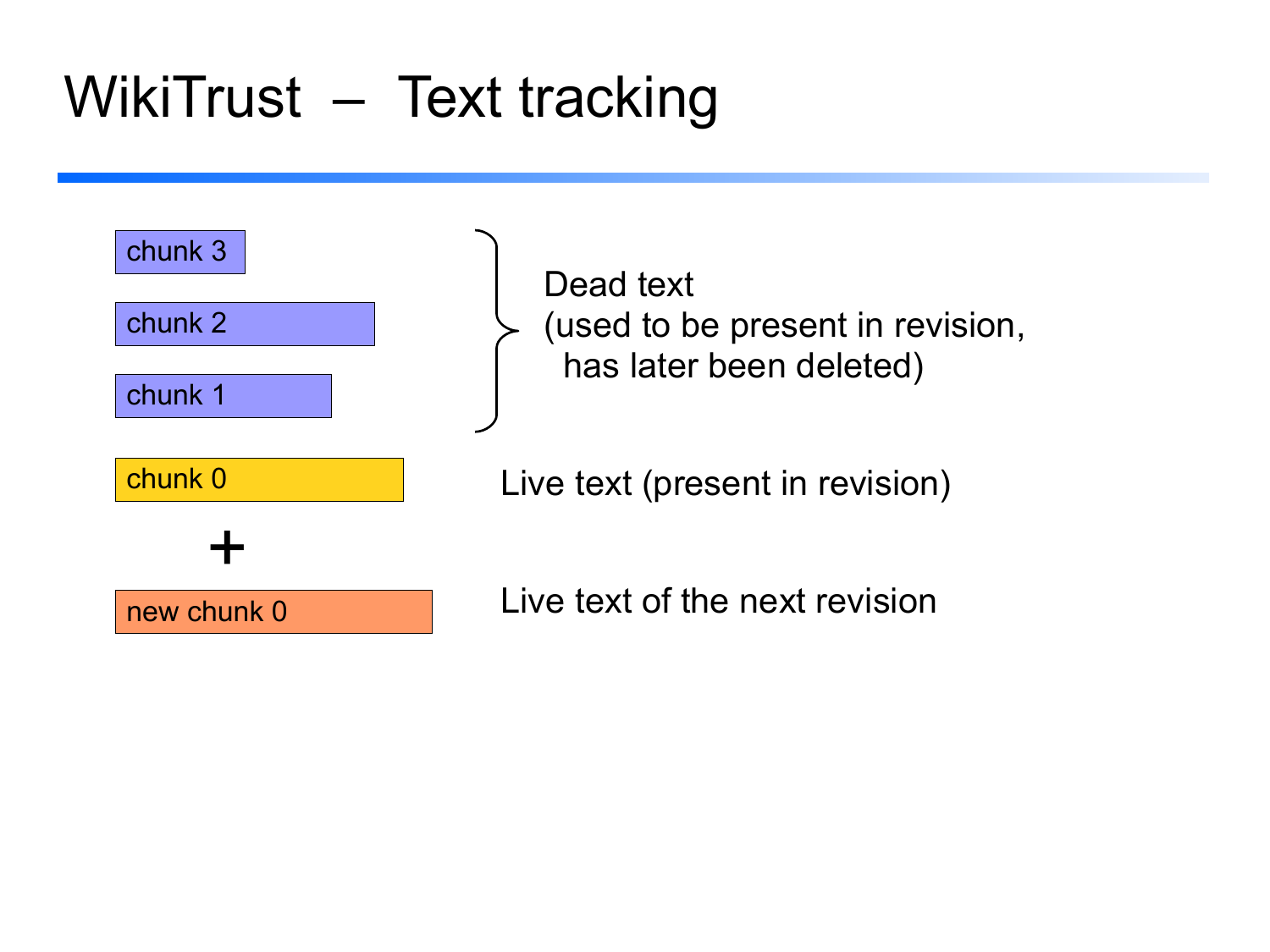# WikiTrust – Text tracking

chunk 3

chunk 2

chunk 1

Dead text
(used to be present in revision,
has later been deleted)

chunk 0

Live text (present in revision)

+

new chunk 0

Live text of the next revision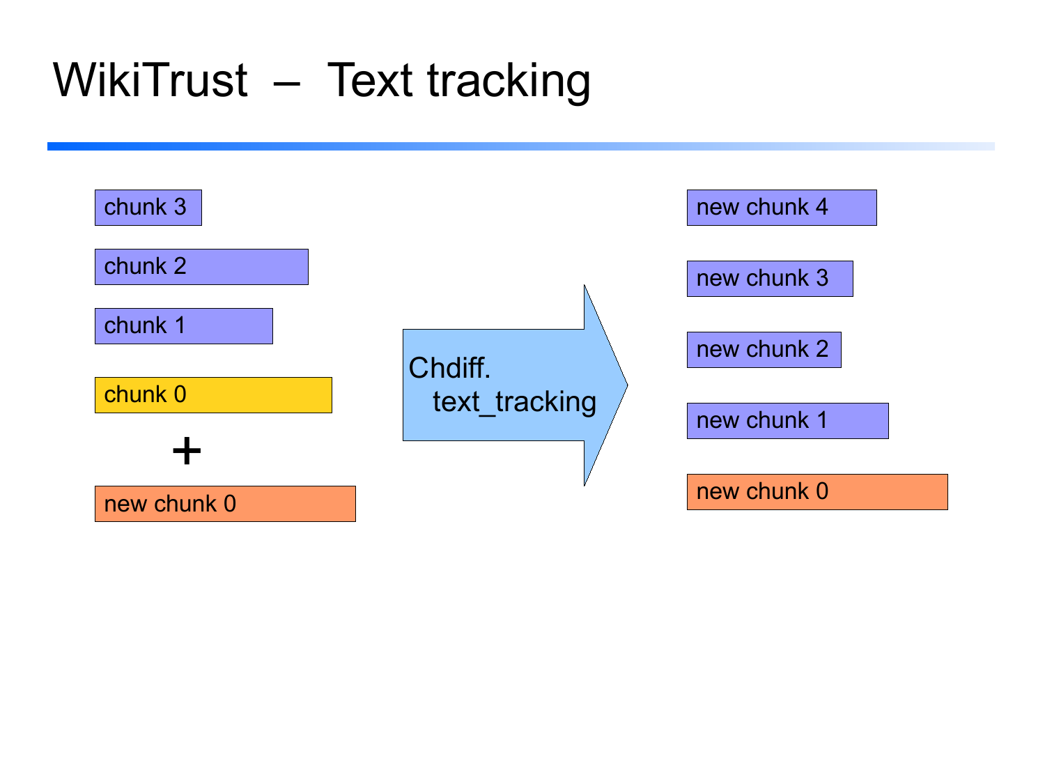# WikiTrust – Text tracking

chunk 3

chunk 2

chunk 1

chunk 0

+

new chunk 0

Chdiff.text_tracking

new chunk 4

new chunk 3

new chunk 2

new chunk 1

new chunk 0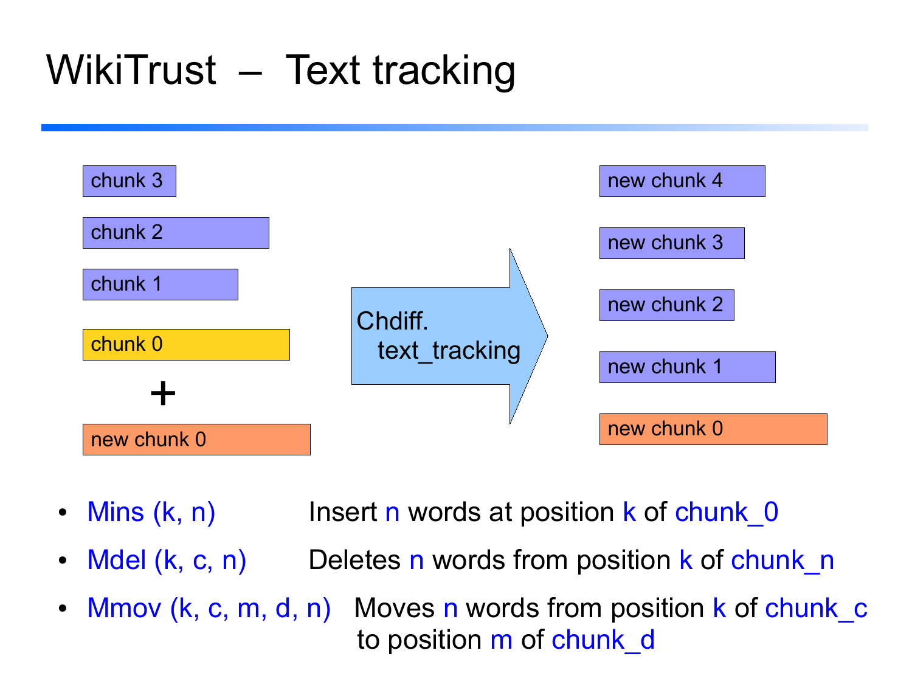# WikiTrust – Text tracking

chunk 3

chunk 2

chunk 1

chunk 0

+

new chunk 0

Chdiff.
text_tracking

new chunk 4

new chunk 3

new chunk 2

new chunk 1

new chunk 0

- Mins (k, n) — Insert n words at position k of chunk_0
- Mdel (k, c, n) — Deletes n words from position k of chunk_n
- Mmov (k, c, m, d, n) — Moves n words from position k of chunk_c to position m of chunk_d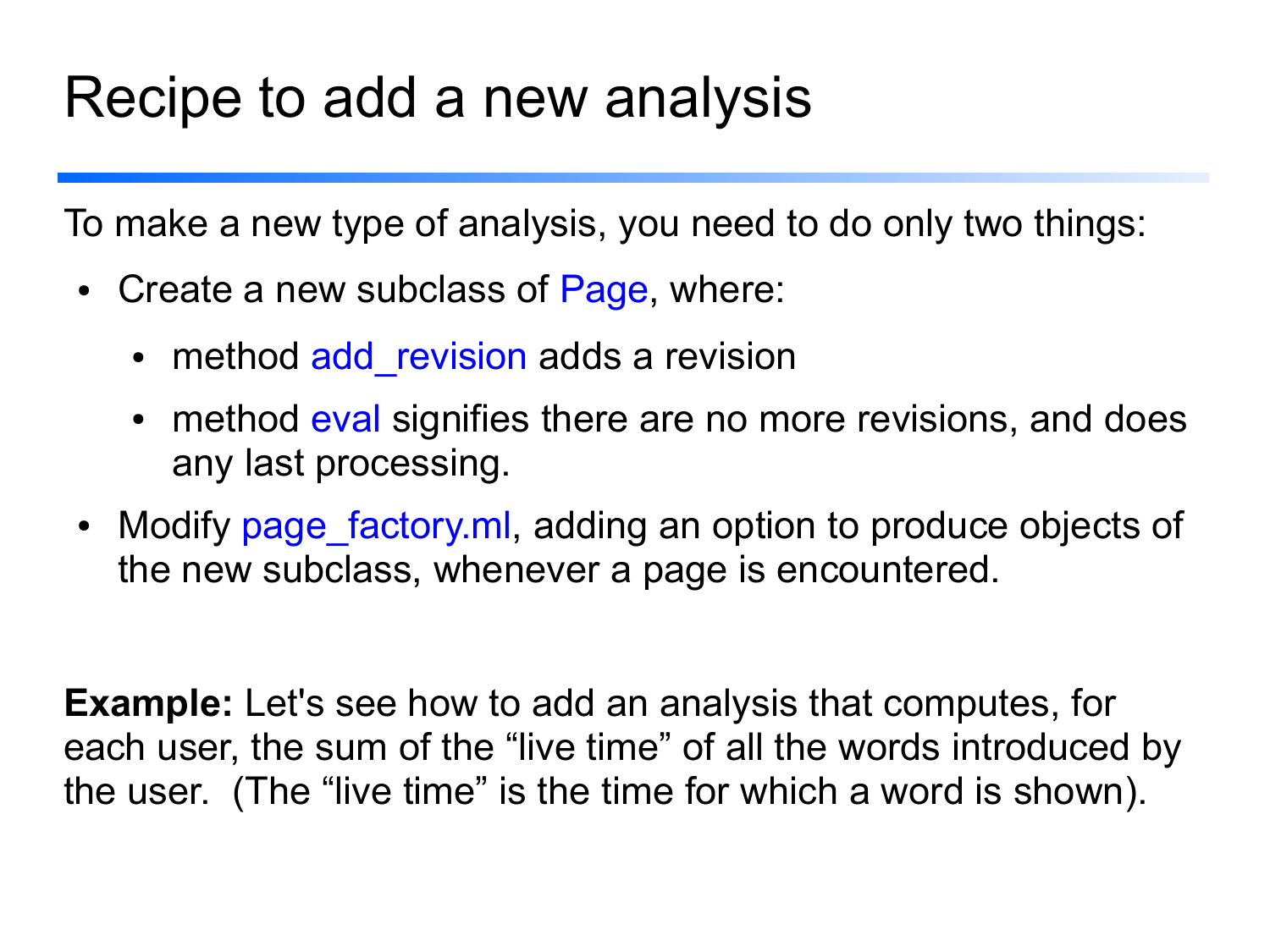# Recipe to add a new analysis

To make a new type of analysis, you need to do only two things:

- Create a new subclass of Page, where:
  - method add_revision adds a revision
  - method eval signifies there are no more revisions, and does any last processing.
- Modify page_factory.ml, adding an option to produce objects of the new subclass, whenever a page is encountered.

**Example:** Let's see how to add an analysis that computes, for each user, the sum of the “live time” of all the words introduced by the user. (The “live time” is the time for which a word is shown).